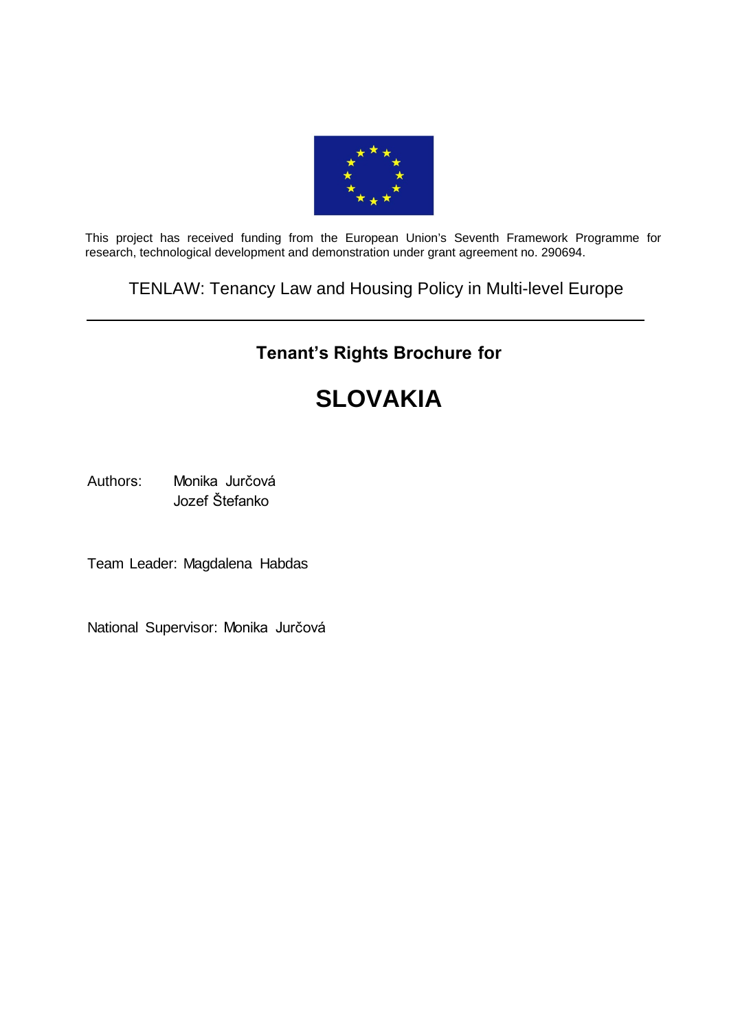This project has received funding from the European Union's Seventh Framework Programme for research, technological development and demonstration under grant agreement no. 290694.

TENLAW: Tenancy Law and Housing Policy in Multi-level Europe

---

## Tenant's Rights Brochure for

# SLOVAKIA

Authors: Monika Jurčová
Jozef Štefanko

Team Leader: Magdalena Habdas

National Supervisor: Monika Jurčová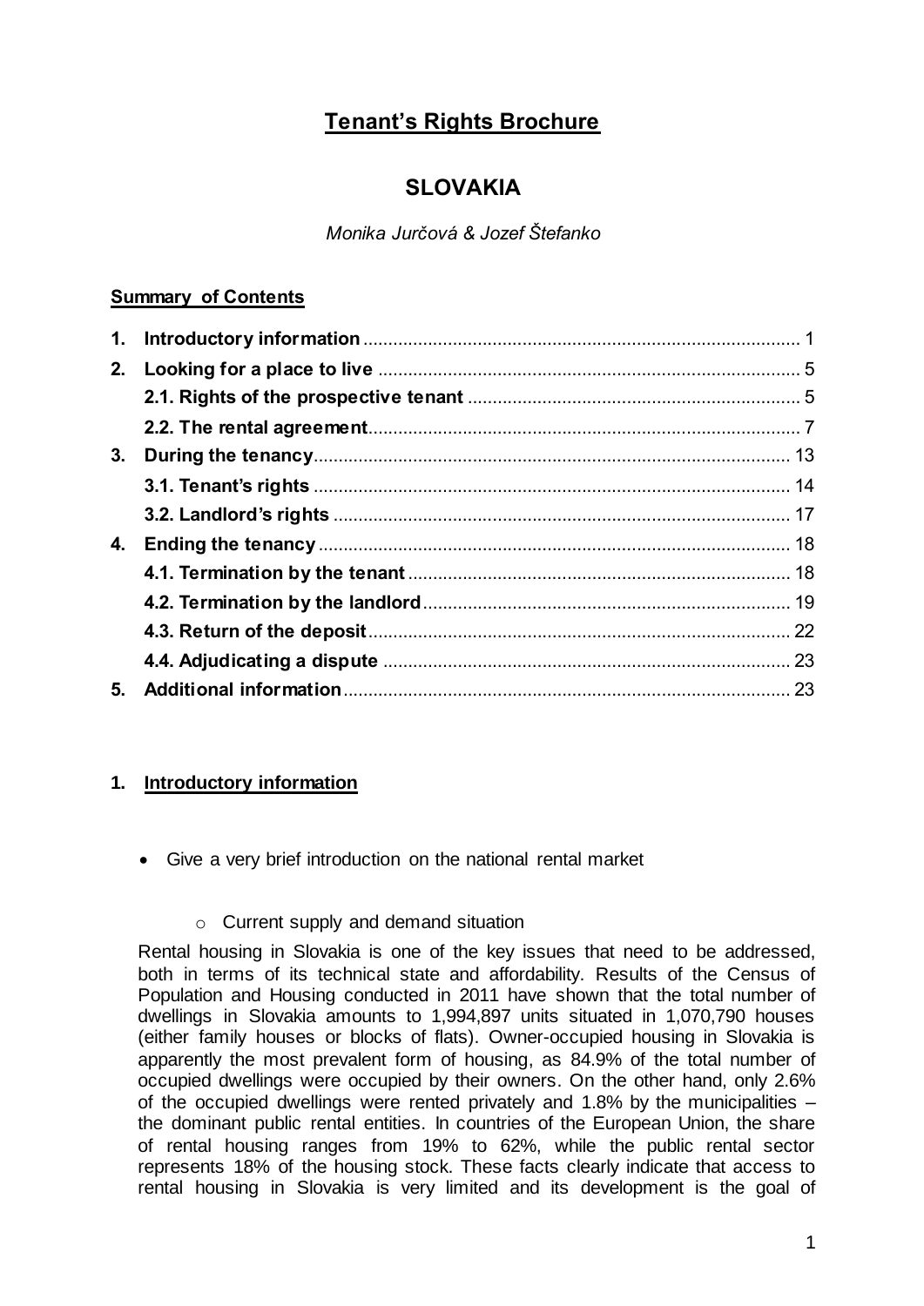# Tenant's Rights Brochure

## SLOVAKIA

*Monika Jurčová & Jozef Štefanko*

**Summary of Contents**

| | | |
|---|---|---|
| **1.** | **Introductory information** | 1 |
| **2.** | **Looking for a place to live** | 5 |
| | **2.1. Rights of the prospective tenant** | 5 |
| | **2.2. The rental agreement** | 7 |
| **3.** | **During the tenancy** | 13 |
| | **3.1. Tenant's rights** | 14 |
| | **3.2. Landlord's rights** | 17 |
| **4.** | **Ending the tenancy** | 18 |
| | **4.1. Termination by the tenant** | 18 |
| | **4.2. Termination by the landlord** | 19 |
| | **4.3. Return of the deposit** | 22 |
| | **4.4. Adjudicating a dispute** | 23 |
| **5.** | **Additional information** | 23 |

## 1. Introductory information

- Give a very brief introduction on the national rental market
  - Current supply and demand situation

Rental housing in Slovakia is one of the key issues that need to be addressed, both in terms of its technical state and affordability. Results of the Census of Population and Housing conducted in 2011 have shown that the total number of dwellings in Slovakia amounts to 1,994,897 units situated in 1,070,790 houses (either family houses or blocks of flats). Owner-occupied housing in Slovakia is apparently the most prevalent form of housing, as 84.9% of the total number of occupied dwellings were occupied by their owners. On the other hand, only 2.6% of the occupied dwellings were rented privately and 1.8% by the municipalities – the dominant public rental entities. In countries of the European Union, the share of rental housing ranges from 19% to 62%, while the public rental sector represents 18% of the housing stock. These facts clearly indicate that access to rental housing in Slovakia is very limited and its development is the goal of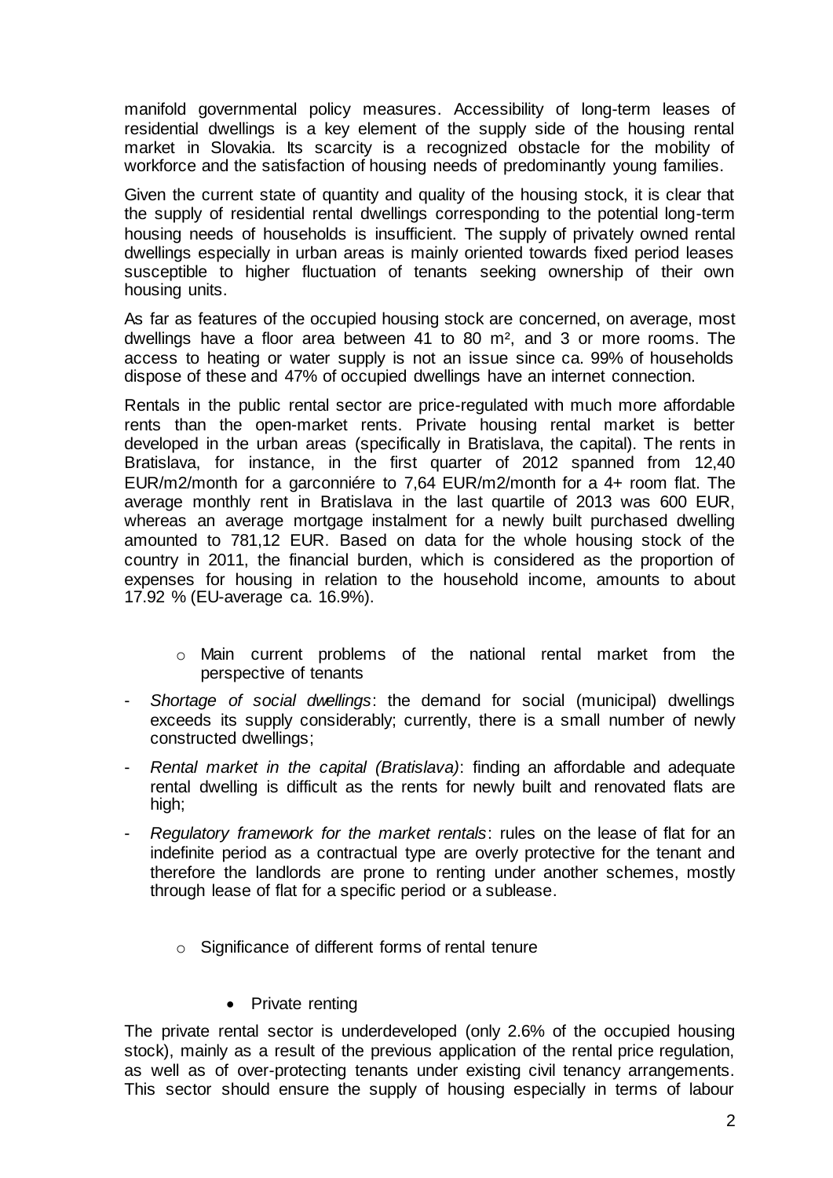manifold governmental policy measures. Accessibility of long-term leases of residential dwellings is a key element of the supply side of the housing rental market in Slovakia. Its scarcity is a recognized obstacle for the mobility of workforce and the satisfaction of housing needs of predominantly young families.

Given the current state of quantity and quality of the housing stock, it is clear that the supply of residential rental dwellings corresponding to the potential long-term housing needs of households is insufficient. The supply of privately owned rental dwellings especially in urban areas is mainly oriented towards fixed period leases susceptible to higher fluctuation of tenants seeking ownership of their own housing units.

As far as features of the occupied housing stock are concerned, on average, most dwellings have a floor area between 41 to 80 m², and 3 or more rooms. The access to heating or water supply is not an issue since ca. 99% of households dispose of these and 47% of occupied dwellings have an internet connection.

Rentals in the public rental sector are price-regulated with much more affordable rents than the open-market rents. Private housing rental market is better developed in the urban areas (specifically in Bratislava, the capital). The rents in Bratislava, for instance, in the first quarter of 2012 spanned from 12,40 EUR/m2/month for a garconniére to 7,64 EUR/m2/month for a 4+ room flat. The average monthly rent in Bratislava in the last quartile of 2013 was 600 EUR, whereas an average mortgage instalment for a newly built purchased dwelling amounted to 781,12 EUR. Based on data for the whole housing stock of the country in 2011, the financial burden, which is considered as the proportion of expenses for housing in relation to the household income, amounts to about 17.92 % (EU-average ca. 16.9%).

- Main current problems of the national rental market from the perspective of tenants

- *Shortage of social dwellings*: the demand for social (municipal) dwellings exceeds its supply considerably; currently, there is a small number of newly constructed dwellings;
- *Rental market in the capital (Bratislava)*: finding an affordable and adequate rental dwelling is difficult as the rents for newly built and renovated flats are high;
- *Regulatory framework for the market rentals*: rules on the lease of flat for an indefinite period as a contractual type are overly protective for the tenant and therefore the landlords are prone to renting under another schemes, mostly through lease of flat for a specific period or a sublease.

- Significance of different forms of rental tenure

  - Private renting

The private rental sector is underdeveloped (only 2.6% of the occupied housing stock), mainly as a result of the previous application of the rental price regulation, as well as of over-protecting tenants under existing civil tenancy arrangements. This sector should ensure the supply of housing especially in terms of labour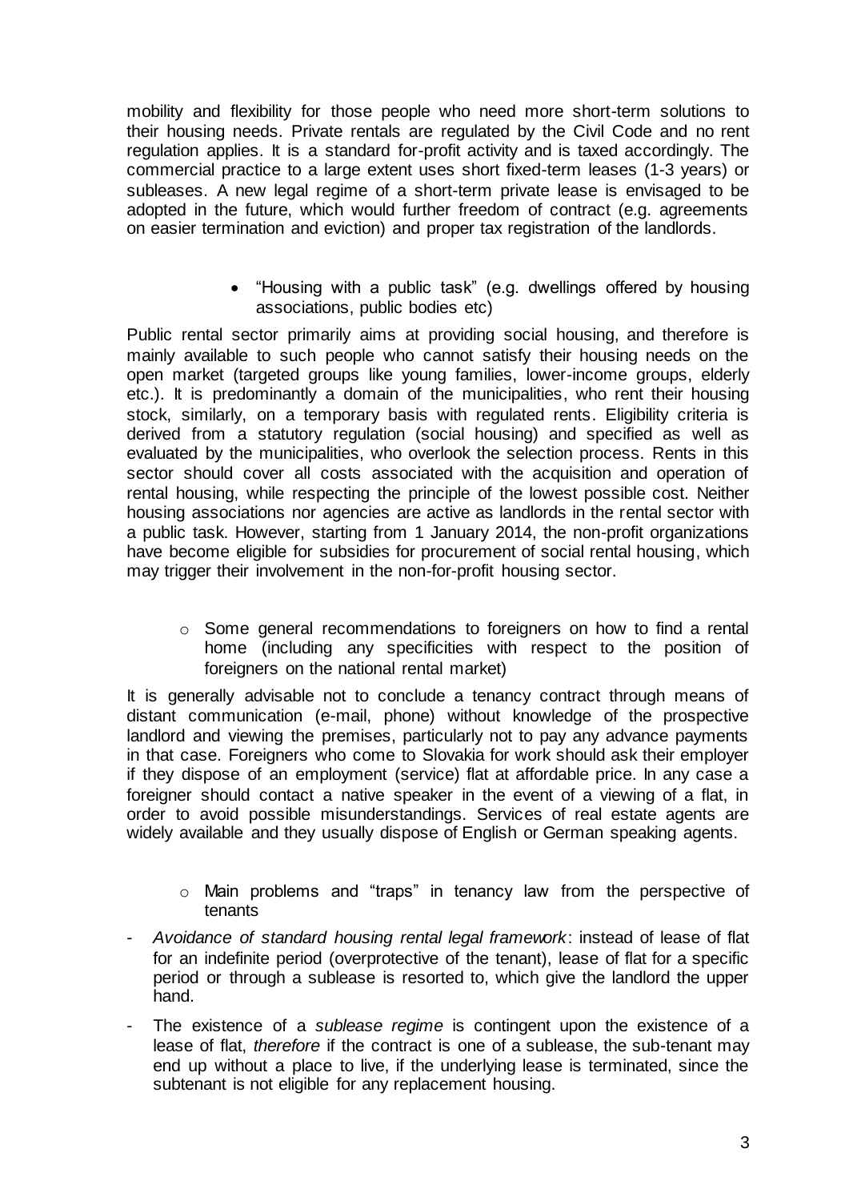mobility and flexibility for those people who need more short-term solutions to their housing needs. Private rentals are regulated by the Civil Code and no rent regulation applies. It is a standard for-profit activity and is taxed accordingly. The commercial practice to a large extent uses short fixed-term leases (1-3 years) or subleases. A new legal regime of a short-term private lease is envisaged to be adopted in the future, which would further freedom of contract (e.g. agreements on easier termination and eviction) and proper tax registration of the landlords.

- "Housing with a public task" (e.g. dwellings offered by housing associations, public bodies etc)

Public rental sector primarily aims at providing social housing, and therefore is mainly available to such people who cannot satisfy their housing needs on the open market (targeted groups like young families, lower-income groups, elderly etc.). It is predominantly a domain of the municipalities, who rent their housing stock, similarly, on a temporary basis with regulated rents. Eligibility criteria is derived from a statutory regulation (social housing) and specified as well as evaluated by the municipalities, who overlook the selection process. Rents in this sector should cover all costs associated with the acquisition and operation of rental housing, while respecting the principle of the lowest possible cost. Neither housing associations nor agencies are active as landlords in the rental sector with a public task. However, starting from 1 January 2014, the non-profit organizations have become eligible for subsidies for procurement of social rental housing, which may trigger their involvement in the non-for-profit housing sector.

- Some general recommendations to foreigners on how to find a rental home (including any specificities with respect to the position of foreigners on the national rental market)

It is generally advisable not to conclude a tenancy contract through means of distant communication (e-mail, phone) without knowledge of the prospective landlord and viewing the premises, particularly not to pay any advance payments in that case. Foreigners who come to Slovakia for work should ask their employer if they dispose of an employment (service) flat at affordable price. In any case a foreigner should contact a native speaker in the event of a viewing of a flat, in order to avoid possible misunderstandings. Services of real estate agents are widely available and they usually dispose of English or German speaking agents.

- Main problems and "traps" in tenancy law from the perspective of tenants

- *Avoidance of standard housing rental legal framework*: instead of lease of flat for an indefinite period (overprotective of the tenant), lease of flat for a specific period or through a sublease is resorted to, which give the landlord the upper hand.
- The existence of a *sublease regime* is contingent upon the existence of a lease of flat, *therefore* if the contract is one of a sublease, the sub-tenant may end up without a place to live, if the underlying lease is terminated, since the subtenant is not eligible for any replacement housing.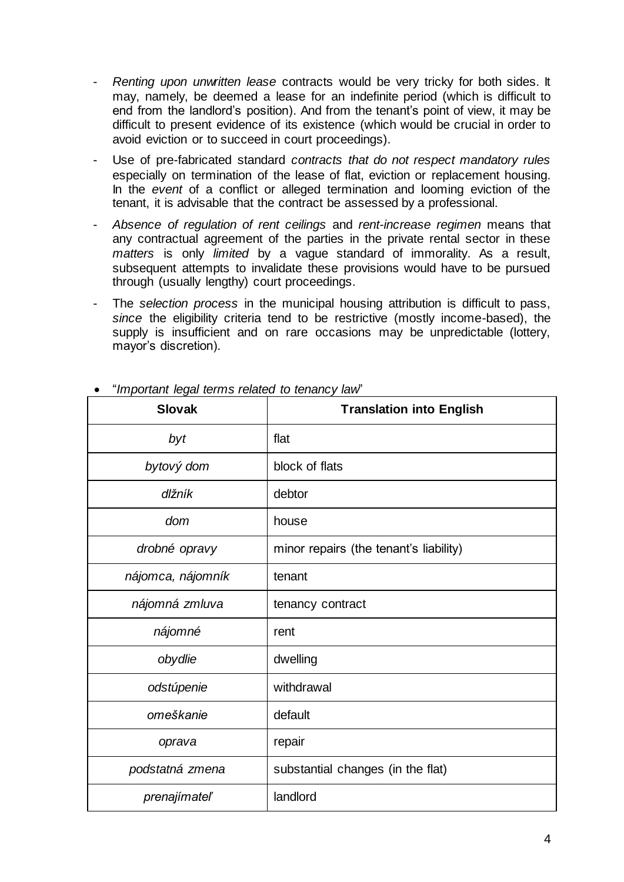- *Renting upon unwritten lease* contracts would be very tricky for both sides. It may, namely, be deemed a lease for an indefinite period (which is difficult to end from the landlord's position). And from the tenant's point of view, it may be difficult to present evidence of its existence (which would be crucial in order to avoid eviction or to succeed in court proceedings).
- Use of pre-fabricated standard *contracts that do not respect mandatory rules* especially on termination of the lease of flat, eviction or replacement housing. In the *event* of a conflict or alleged termination and looming eviction of the tenant, it is advisable that the contract be assessed by a professional.
- *Absence of regulation of rent ceilings* and *rent-increase regimen* means that any contractual agreement of the parties in the private rental sector in these *matters* is only *limited* by a vague standard of immorality. As a result, subsequent attempts to invalidate these provisions would have to be pursued through (usually lengthy) court proceedings.
- The *selection process* in the municipal housing attribution is difficult to pass, *since* the eligibility criteria tend to be restrictive (mostly income-based), the supply is insufficient and on rare occasions may be unpredictable (lottery, mayor's discretion).

- "*Important legal terms related to tenancy law*"

| Slovak | Translation into English |
|---|---|
| *byt* | flat |
| *bytový dom* | block of flats |
| *dlžník* | debtor |
| *dom* | house |
| *drobné opravy* | minor repairs (the tenant's liability) |
| *nájomca, nájomník* | tenant |
| *nájomná zmluva* | tenancy contract |
| *nájomné* | rent |
| *obydlie* | dwelling |
| *odstúpenie* | withdrawal |
| *omeškanie* | default |
| *oprava* | repair |
| *podstatná zmena* | substantial changes (in the flat) |
| *prenajímateľ* | landlord |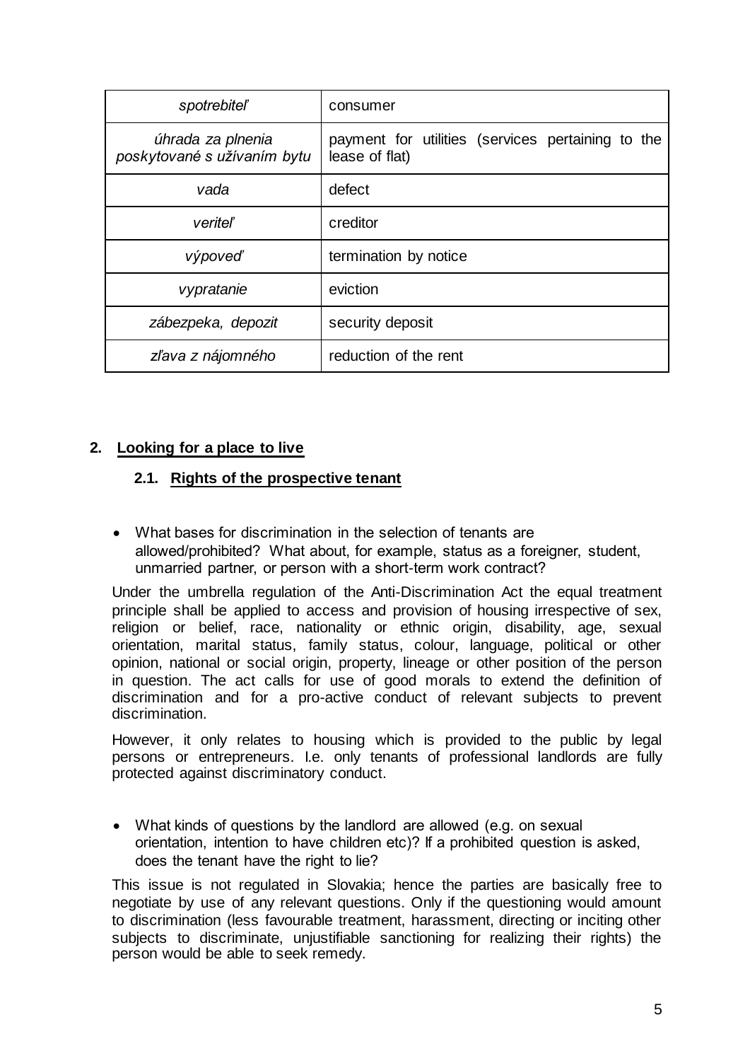| | |
|---|---|
| *spotrebiteľ* | consumer |
| *úhrada za plnenia poskytované s užívaním bytu* | payment for utilities (services pertaining to the lease of flat) |
| *vada* | defect |
| *veriteľ* | creditor |
| *výpoveď* | termination by notice |
| *vypratanie* | eviction |
| *zábezpeka, depozit* | security deposit |
| *zľava z nájomného* | reduction of the rent |

## 2. Looking for a place to live

### 2.1. Rights of the prospective tenant

- What bases for discrimination in the selection of tenants are allowed/prohibited? What about, for example, status as a foreigner, student, unmarried partner, or person with a short-term work contract?

Under the umbrella regulation of the Anti-Discrimination Act the equal treatment principle shall be applied to access and provision of housing irrespective of sex, religion or belief, race, nationality or ethnic origin, disability, age, sexual orientation, marital status, family status, colour, language, political or other opinion, national or social origin, property, lineage or other position of the person in question. The act calls for use of good morals to extend the definition of discrimination and for a pro-active conduct of relevant subjects to prevent discrimination.

However, it only relates to housing which is provided to the public by legal persons or entrepreneurs. I.e. only tenants of professional landlords are fully protected against discriminatory conduct.

- What kinds of questions by the landlord are allowed (e.g. on sexual orientation, intention to have children etc)? If a prohibited question is asked, does the tenant have the right to lie?

This issue is not regulated in Slovakia; hence the parties are basically free to negotiate by use of any relevant questions. Only if the questioning would amount to discrimination (less favourable treatment, harassment, directing or inciting other subjects to discriminate, unjustifiable sanctioning for realizing their rights) the person would be able to seek remedy.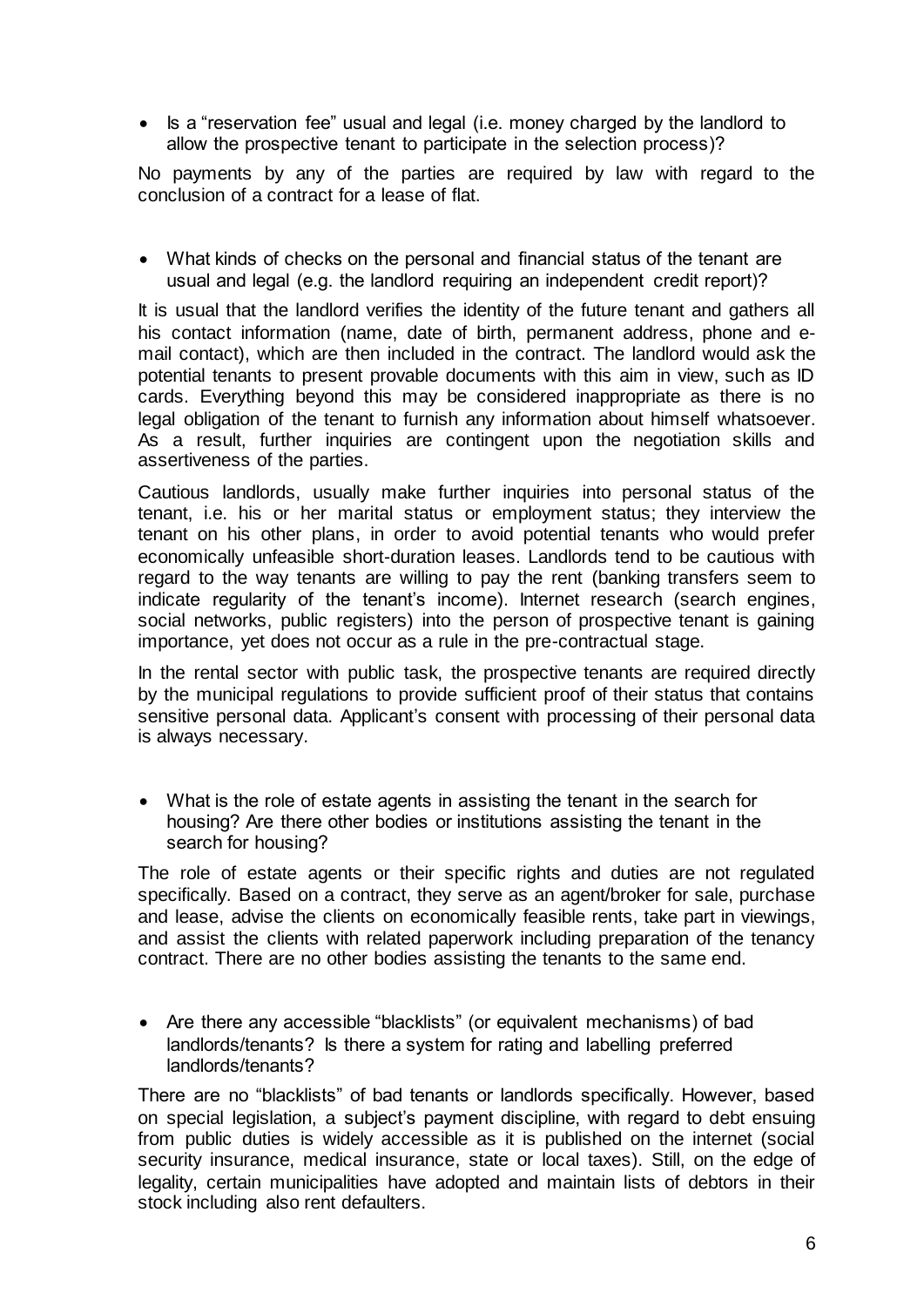- Is a “reservation fee” usual and legal (i.e. money charged by the landlord to allow the prospective tenant to participate in the selection process)?

No payments by any of the parties are required by law with regard to the conclusion of a contract for a lease of flat.

- What kinds of checks on the personal and financial status of the tenant are usual and legal (e.g. the landlord requiring an independent credit report)?

It is usual that the landlord verifies the identity of the future tenant and gathers all his contact information (name, date of birth, permanent address, phone and e-mail contact), which are then included in the contract. The landlord would ask the potential tenants to present provable documents with this aim in view, such as ID cards. Everything beyond this may be considered inappropriate as there is no legal obligation of the tenant to furnish any information about himself whatsoever. As a result, further inquiries are contingent upon the negotiation skills and assertiveness of the parties.

Cautious landlords, usually make further inquiries into personal status of the tenant, i.e. his or her marital status or employment status; they interview the tenant on his other plans, in order to avoid potential tenants who would prefer economically unfeasible short-duration leases. Landlords tend to be cautious with regard to the way tenants are willing to pay the rent (banking transfers seem to indicate regularity of the tenant’s income). Internet research (search engines, social networks, public registers) into the person of prospective tenant is gaining importance, yet does not occur as a rule in the pre-contractual stage.

In the rental sector with public task, the prospective tenants are required directly by the municipal regulations to provide sufficient proof of their status that contains sensitive personal data. Applicant’s consent with processing of their personal data is always necessary.

- What is the role of estate agents in assisting the tenant in the search for housing? Are there other bodies or institutions assisting the tenant in the search for housing?

The role of estate agents or their specific rights and duties are not regulated specifically. Based on a contract, they serve as an agent/broker for sale, purchase and lease, advise the clients on economically feasible rents, take part in viewings, and assist the clients with related paperwork including preparation of the tenancy contract. There are no other bodies assisting the tenants to the same end.

- Are there any accessible “blacklists” (or equivalent mechanisms) of bad landlords/tenants? Is there a system for rating and labelling preferred landlords/tenants?

There are no “blacklists” of bad tenants or landlords specifically. However, based on special legislation, a subject’s payment discipline, with regard to debt ensuing from public duties is widely accessible as it is published on the internet (social security insurance, medical insurance, state or local taxes). Still, on the edge of legality, certain municipalities have adopted and maintain lists of debtors in their stock including also rent defaulters.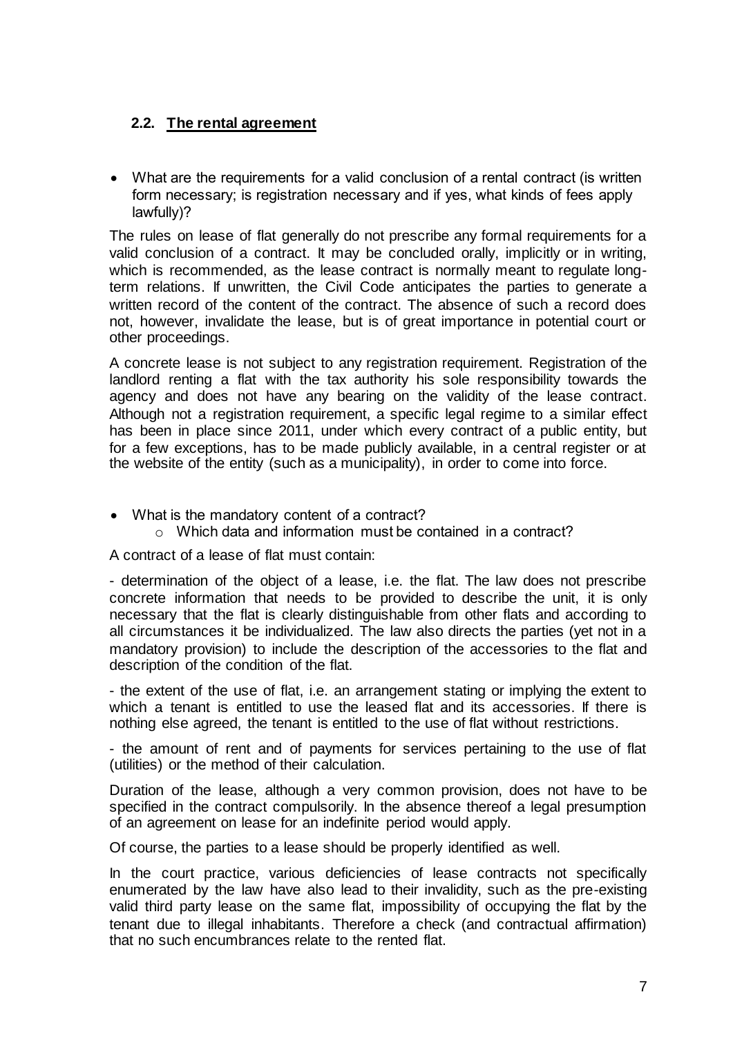### 2.2. The rental agreement

- What are the requirements for a valid conclusion of a rental contract (is written form necessary; is registration necessary and if yes, what kinds of fees apply lawfully)?

The rules on lease of flat generally do not prescribe any formal requirements for a valid conclusion of a contract. It may be concluded orally, implicitly or in writing, which is recommended, as the lease contract is normally meant to regulate long-term relations. If unwritten, the Civil Code anticipates the parties to generate a written record of the content of the contract. The absence of such a record does not, however, invalidate the lease, but is of great importance in potential court or other proceedings.

A concrete lease is not subject to any registration requirement. Registration of the landlord renting a flat with the tax authority his sole responsibility towards the agency and does not have any bearing on the validity of the lease contract. Although not a registration requirement, a specific legal regime to a similar effect has been in place since 2011, under which every contract of a public entity, but for a few exceptions, has to be made publicly available, in a central register or at the website of the entity (such as a municipality), in order to come into force.

- What is the mandatory content of a contract?
  - Which data and information must be contained in a contract?

A contract of a lease of flat must contain:

- determination of the object of a lease, i.e. the flat. The law does not prescribe concrete information that needs to be provided to describe the unit, it is only necessary that the flat is clearly distinguishable from other flats and according to all circumstances it be individualized. The law also directs the parties (yet not in a mandatory provision) to include the description of the accessories to the flat and description of the condition of the flat.

- the extent of the use of flat, i.e. an arrangement stating or implying the extent to which a tenant is entitled to use the leased flat and its accessories. If there is nothing else agreed, the tenant is entitled to the use of flat without restrictions.

- the amount of rent and of payments for services pertaining to the use of flat (utilities) or the method of their calculation.

Duration of the lease, although a very common provision, does not have to be specified in the contract compulsorily. In the absence thereof a legal presumption of an agreement on lease for an indefinite period would apply.

Of course, the parties to a lease should be properly identified as well.

In the court practice, various deficiencies of lease contracts not specifically enumerated by the law have also lead to their invalidity, such as the pre-existing valid third party lease on the same flat, impossibility of occupying the flat by the tenant due to illegal inhabitants. Therefore a check (and contractual affirmation) that no such encumbrances relate to the rented flat.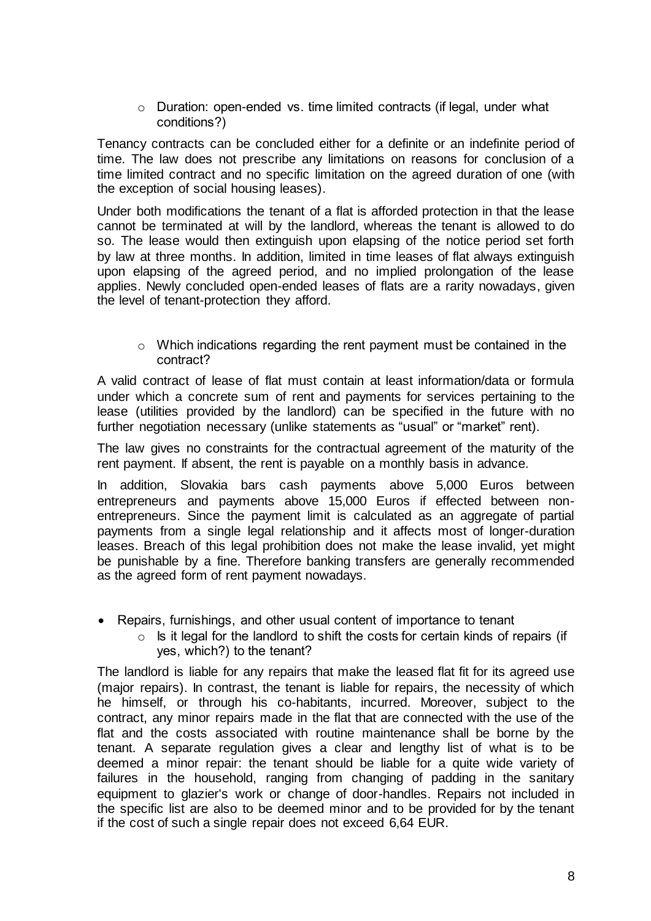- Duration: open-ended vs. time limited contracts (if legal, under what conditions?)

Tenancy contracts can be concluded either for a definite or an indefinite period of time. The law does not prescribe any limitations on reasons for conclusion of a time limited contract and no specific limitation on the agreed duration of one (with the exception of social housing leases).

Under both modifications the tenant of a flat is afforded protection in that the lease cannot be terminated at will by the landlord, whereas the tenant is allowed to do so. The lease would then extinguish upon elapsing of the notice period set forth by law at three months. In addition, limited in time leases of flat always extinguish upon elapsing of the agreed period, and no implied prolongation of the lease applies. Newly concluded open-ended leases of flats are a rarity nowadays, given the level of tenant-protection they afford.

- Which indications regarding the rent payment must be contained in the contract?

A valid contract of lease of flat must contain at least information/data or formula under which a concrete sum of rent and payments for services pertaining to the lease (utilities provided by the landlord) can be specified in the future with no further negotiation necessary (unlike statements as "usual" or "market" rent).

The law gives no constraints for the contractual agreement of the maturity of the rent payment. If absent, the rent is payable on a monthly basis in advance.

In addition, Slovakia bars cash payments above 5,000 Euros between entrepreneurs and payments above 15,000 Euros if effected between non-entrepreneurs. Since the payment limit is calculated as an aggregate of partial payments from a single legal relationship and it affects most of longer-duration leases. Breach of this legal prohibition does not make the lease invalid, yet might be punishable by a fine. Therefore banking transfers are generally recommended as the agreed form of rent payment nowadays.

- Repairs, furnishings, and other usual content of importance to tenant
  - Is it legal for the landlord to shift the costs for certain kinds of repairs (if yes, which?) to the tenant?

The landlord is liable for any repairs that make the leased flat fit for its agreed use (major repairs). In contrast, the tenant is liable for repairs, the necessity of which he himself, or through his co-habitants, incurred. Moreover, subject to the contract, any minor repairs made in the flat that are connected with the use of the flat and the costs associated with routine maintenance shall be borne by the tenant. A separate regulation gives a clear and lengthy list of what is to be deemed a minor repair: the tenant should be liable for a quite wide variety of failures in the household, ranging from changing of padding in the sanitary equipment to glazier's work or change of door-handles. Repairs not included in the specific list are also to be deemed minor and to be provided for by the tenant if the cost of such a single repair does not exceed 6,64 EUR.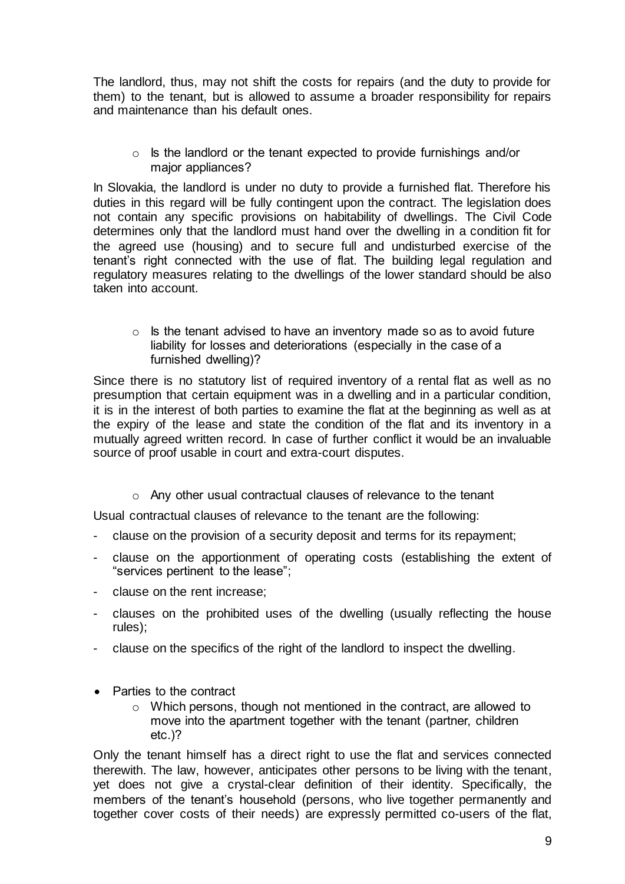The landlord, thus, may not shift the costs for repairs (and the duty to provide for them) to the tenant, but is allowed to assume a broader responsibility for repairs and maintenance than his default ones.

- Is the landlord or the tenant expected to provide furnishings and/or major appliances?

In Slovakia, the landlord is under no duty to provide a furnished flat. Therefore his duties in this regard will be fully contingent upon the contract. The legislation does not contain any specific provisions on habitability of dwellings. The Civil Code determines only that the landlord must hand over the dwelling in a condition fit for the agreed use (housing) and to secure full and undisturbed exercise of the tenant's right connected with the use of flat. The building legal regulation and regulatory measures relating to the dwellings of the lower standard should be also taken into account.

- Is the tenant advised to have an inventory made so as to avoid future liability for losses and deteriorations (especially in the case of a furnished dwelling)?

Since there is no statutory list of required inventory of a rental flat as well as no presumption that certain equipment was in a dwelling and in a particular condition, it is in the interest of both parties to examine the flat at the beginning as well as at the expiry of the lease and state the condition of the flat and its inventory in a mutually agreed written record. In case of further conflict it would be an invaluable source of proof usable in court and extra-court disputes.

- Any other usual contractual clauses of relevance to the tenant

Usual contractual clauses of relevance to the tenant are the following:

- clause on the provision of a security deposit and terms for its repayment;
- clause on the apportionment of operating costs (establishing the extent of "services pertinent to the lease";
- clause on the rent increase;
- clauses on the prohibited uses of the dwelling (usually reflecting the house rules);
- clause on the specifics of the right of the landlord to inspect the dwelling.

- Parties to the contract
  - Which persons, though not mentioned in the contract, are allowed to move into the apartment together with the tenant (partner, children etc.)?

Only the tenant himself has a direct right to use the flat and services connected therewith. The law, however, anticipates other persons to be living with the tenant, yet does not give a crystal-clear definition of their identity. Specifically, the members of the tenant's household (persons, who live together permanently and together cover costs of their needs) are expressly permitted co-users of the flat,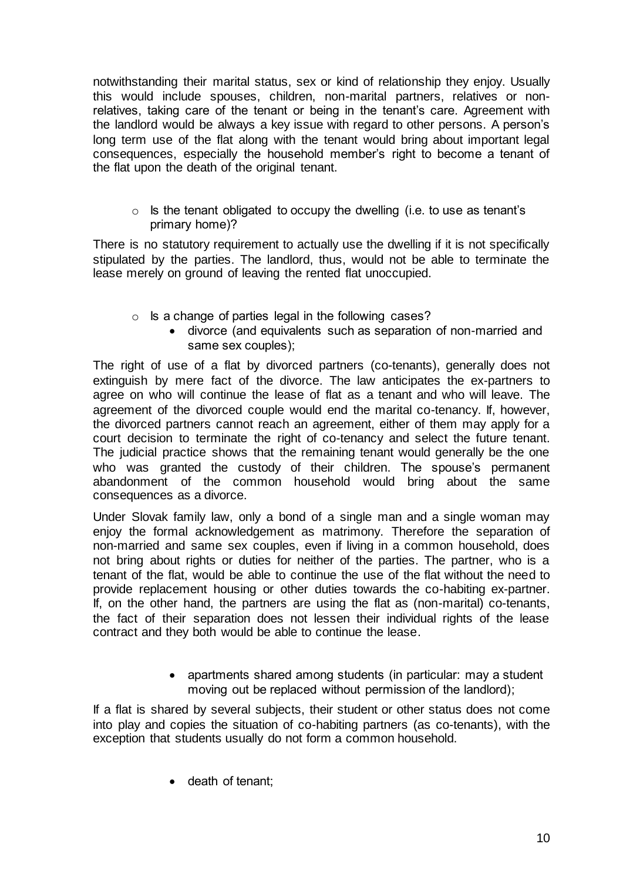notwithstanding their marital status, sex or kind of relationship they enjoy. Usually this would include spouses, children, non-marital partners, relatives or non-relatives, taking care of the tenant or being in the tenant's care. Agreement with the landlord would be always a key issue with regard to other persons. A person's long term use of the flat along with the tenant would bring about important legal consequences, especially the household member's right to become a tenant of the flat upon the death of the original tenant.

- Is the tenant obligated to occupy the dwelling (i.e. to use as tenant's primary home)?

There is no statutory requirement to actually use the dwelling if it is not specifically stipulated by the parties. The landlord, thus, would not be able to terminate the lease merely on ground of leaving the rented flat unoccupied.

- Is a change of parties legal in the following cases?
  - divorce (and equivalents such as separation of non-married and same sex couples);

The right of use of a flat by divorced partners (co-tenants), generally does not extinguish by mere fact of the divorce. The law anticipates the ex-partners to agree on who will continue the lease of flat as a tenant and who will leave. The agreement of the divorced couple would end the marital co-tenancy. If, however, the divorced partners cannot reach an agreement, either of them may apply for a court decision to terminate the right of co-tenancy and select the future tenant. The judicial practice shows that the remaining tenant would generally be the one who was granted the custody of their children. The spouse's permanent abandonment of the common household would bring about the same consequences as a divorce.

Under Slovak family law, only a bond of a single man and a single woman may enjoy the formal acknowledgement as matrimony. Therefore the separation of non-married and same sex couples, even if living in a common household, does not bring about rights or duties for neither of the parties. The partner, who is a tenant of the flat, would be able to continue the use of the flat without the need to provide replacement housing or other duties towards the co-habiting ex-partner. If, on the other hand, the partners are using the flat as (non-marital) co-tenants, the fact of their separation does not lessen their individual rights of the lease contract and they both would be able to continue the lease.

  - apartments shared among students (in particular: may a student moving out be replaced without permission of the landlord);

If a flat is shared by several subjects, their student or other status does not come into play and copies the situation of co-habiting partners (as co-tenants), with the exception that students usually do not form a common household.

  - death of tenant;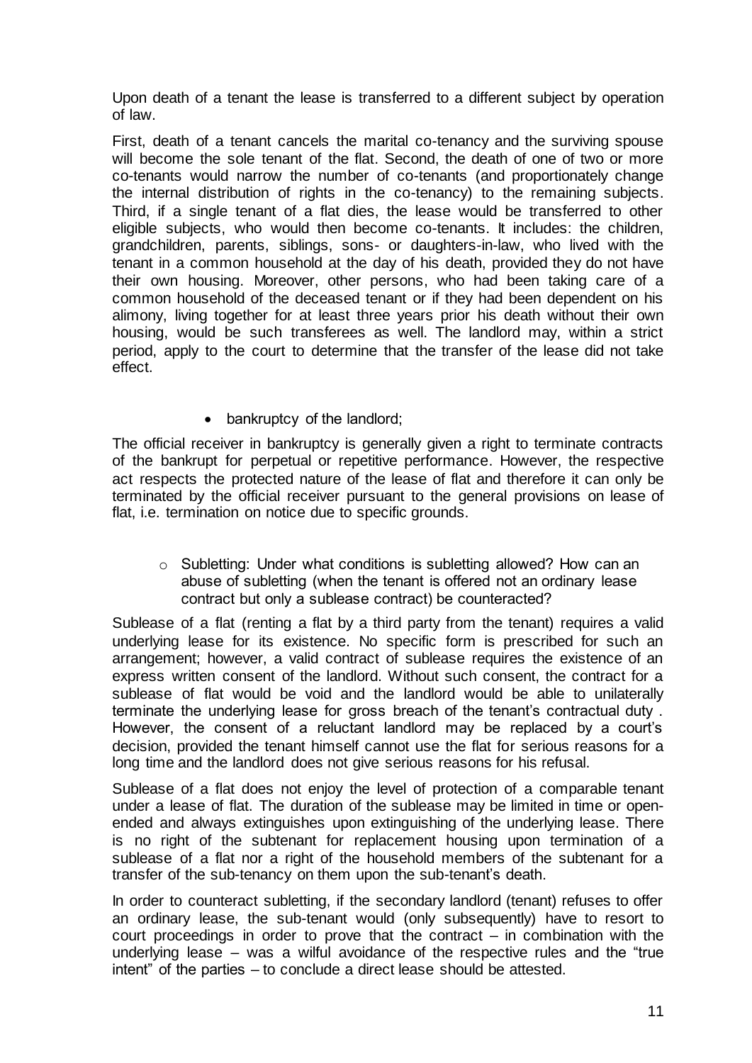Upon death of a tenant the lease is transferred to a different subject by operation of law.

First, death of a tenant cancels the marital co-tenancy and the surviving spouse will become the sole tenant of the flat. Second, the death of one of two or more co-tenants would narrow the number of co-tenants (and proportionately change the internal distribution of rights in the co-tenancy) to the remaining subjects. Third, if a single tenant of a flat dies, the lease would be transferred to other eligible subjects, who would then become co-tenants. It includes: the children, grandchildren, parents, siblings, sons- or daughters-in-law, who lived with the tenant in a common household at the day of his death, provided they do not have their own housing. Moreover, other persons, who had been taking care of a common household of the deceased tenant or if they had been dependent on his alimony, living together for at least three years prior his death without their own housing, would be such transferees as well. The landlord may, within a strict period, apply to the court to determine that the transfer of the lease did not take effect.

- bankruptcy of the landlord;

The official receiver in bankruptcy is generally given a right to terminate contracts of the bankrupt for perpetual or repetitive performance. However, the respective act respects the protected nature of the lease of flat and therefore it can only be terminated by the official receiver pursuant to the general provisions on lease of flat, i.e. termination on notice due to specific grounds.

  - Subletting: Under what conditions is subletting allowed? How can an abuse of subletting (when the tenant is offered not an ordinary lease contract but only a sublease contract) be counteracted?

Sublease of a flat (renting a flat by a third party from the tenant) requires a valid underlying lease for its existence. No specific form is prescribed for such an arrangement; however, a valid contract of sublease requires the existence of an express written consent of the landlord. Without such consent, the contract for a sublease of flat would be void and the landlord would be able to unilaterally terminate the underlying lease for gross breach of the tenant's contractual duty . However, the consent of a reluctant landlord may be replaced by a court's decision, provided the tenant himself cannot use the flat for serious reasons for a long time and the landlord does not give serious reasons for his refusal.

Sublease of a flat does not enjoy the level of protection of a comparable tenant under a lease of flat. The duration of the sublease may be limited in time or open-ended and always extinguishes upon extinguishing of the underlying lease. There is no right of the subtenant for replacement housing upon termination of a sublease of a flat nor a right of the household members of the subtenant for a transfer of the sub-tenancy on them upon the sub-tenant's death.

In order to counteract subletting, if the secondary landlord (tenant) refuses to offer an ordinary lease, the sub-tenant would (only subsequently) have to resort to court proceedings in order to prove that the contract – in combination with the underlying lease – was a wilful avoidance of the respective rules and the "true intent" of the parties – to conclude a direct lease should be attested.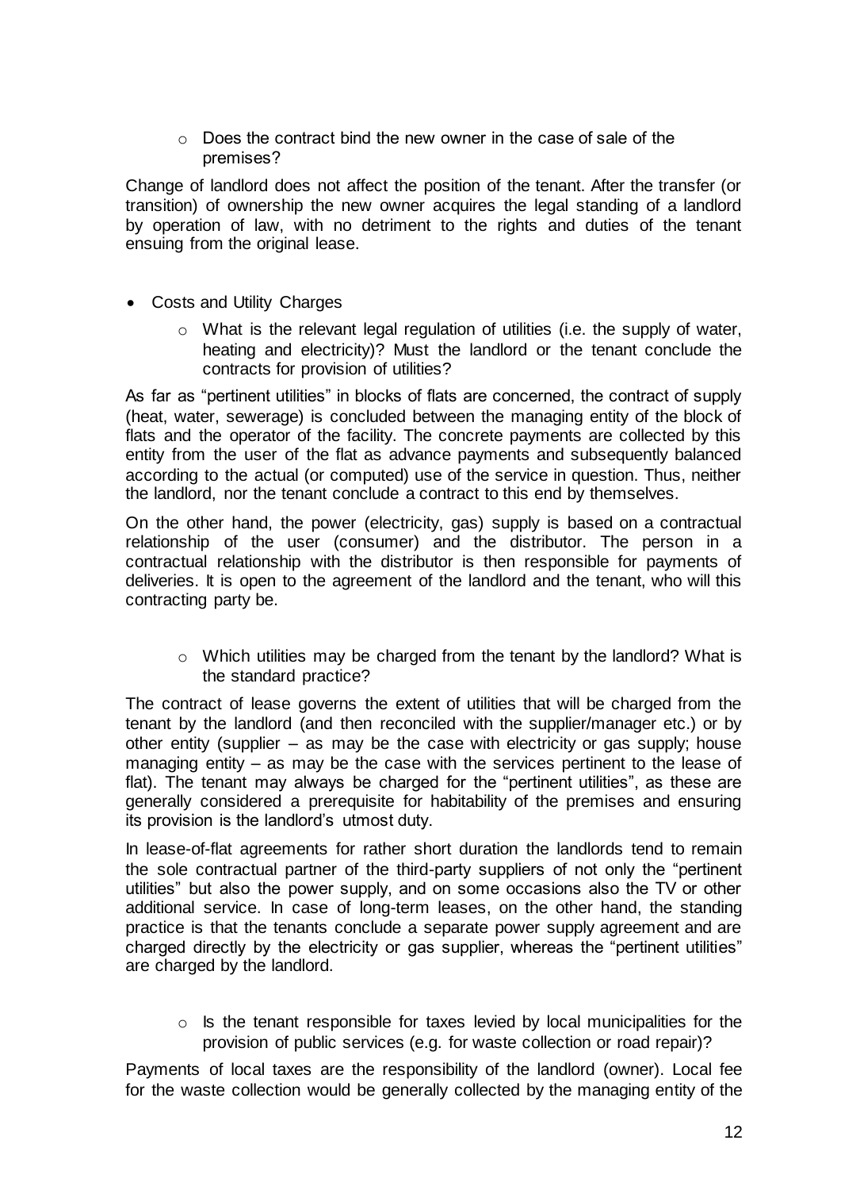- Does the contract bind the new owner in the case of sale of the premises?

Change of landlord does not affect the position of the tenant. After the transfer (or transition) of ownership the new owner acquires the legal standing of a landlord by operation of law, with no detriment to the rights and duties of the tenant ensuing from the original lease.

- Costs and Utility Charges
  - What is the relevant legal regulation of utilities (i.e. the supply of water, heating and electricity)? Must the landlord or the tenant conclude the contracts for provision of utilities?

As far as "pertinent utilities" in blocks of flats are concerned, the contract of supply (heat, water, sewerage) is concluded between the managing entity of the block of flats and the operator of the facility. The concrete payments are collected by this entity from the user of the flat as advance payments and subsequently balanced according to the actual (or computed) use of the service in question. Thus, neither the landlord, nor the tenant conclude a contract to this end by themselves.

On the other hand, the power (electricity, gas) supply is based on a contractual relationship of the user (consumer) and the distributor. The person in a contractual relationship with the distributor is then responsible for payments of deliveries. It is open to the agreement of the landlord and the tenant, who will this contracting party be.

- Which utilities may be charged from the tenant by the landlord? What is the standard practice?

The contract of lease governs the extent of utilities that will be charged from the tenant by the landlord (and then reconciled with the supplier/manager etc.) or by other entity (supplier – as may be the case with electricity or gas supply; house managing entity – as may be the case with the services pertinent to the lease of flat). The tenant may always be charged for the "pertinent utilities", as these are generally considered a prerequisite for habitability of the premises and ensuring its provision is the landlord's utmost duty.

In lease-of-flat agreements for rather short duration the landlords tend to remain the sole contractual partner of the third-party suppliers of not only the "pertinent utilities" but also the power supply, and on some occasions also the TV or other additional service. In case of long-term leases, on the other hand, the standing practice is that the tenants conclude a separate power supply agreement and are charged directly by the electricity or gas supplier, whereas the "pertinent utilities" are charged by the landlord.

- Is the tenant responsible for taxes levied by local municipalities for the provision of public services (e.g. for waste collection or road repair)?

Payments of local taxes are the responsibility of the landlord (owner). Local fee for the waste collection would be generally collected by the managing entity of the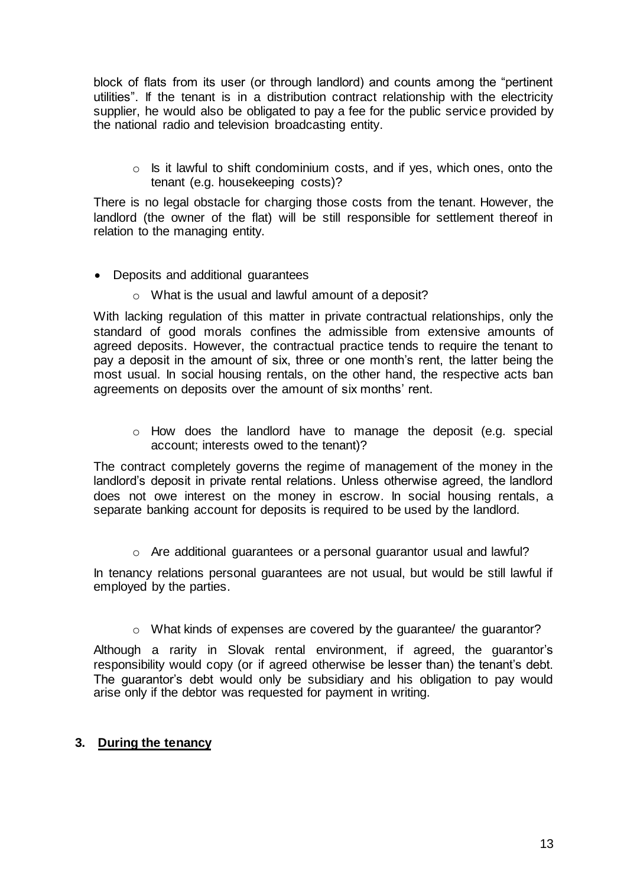block of flats from its user (or through landlord) and counts among the "pertinent utilities". If the tenant is in a distribution contract relationship with the electricity supplier, he would also be obligated to pay a fee for the public service provided by the national radio and television broadcasting entity.

- Is it lawful to shift condominium costs, and if yes, which ones, onto the tenant (e.g. housekeeping costs)?

There is no legal obstacle for charging those costs from the tenant. However, the landlord (the owner of the flat) will be still responsible for settlement thereof in relation to the managing entity.

- Deposits and additional guarantees
  - What is the usual and lawful amount of a deposit?

With lacking regulation of this matter in private contractual relationships, only the standard of good morals confines the admissible from extensive amounts of agreed deposits. However, the contractual practice tends to require the tenant to pay a deposit in the amount of six, three or one month's rent, the latter being the most usual. In social housing rentals, on the other hand, the respective acts ban agreements on deposits over the amount of six months' rent.

- How does the landlord have to manage the deposit (e.g. special account; interests owed to the tenant)?

The contract completely governs the regime of management of the money in the landlord's deposit in private rental relations. Unless otherwise agreed, the landlord does not owe interest on the money in escrow. In social housing rentals, a separate banking account for deposits is required to be used by the landlord.

- Are additional guarantees or a personal guarantor usual and lawful?

In tenancy relations personal guarantees are not usual, but would be still lawful if employed by the parties.

- What kinds of expenses are covered by the guarantee/ the guarantor?

Although a rarity in Slovak rental environment, if agreed, the guarantor's responsibility would copy (or if agreed otherwise be lesser than) the tenant's debt. The guarantor's debt would only be subsidiary and his obligation to pay would arise only if the debtor was requested for payment in writing.

## 3. <u>During the tenancy</u>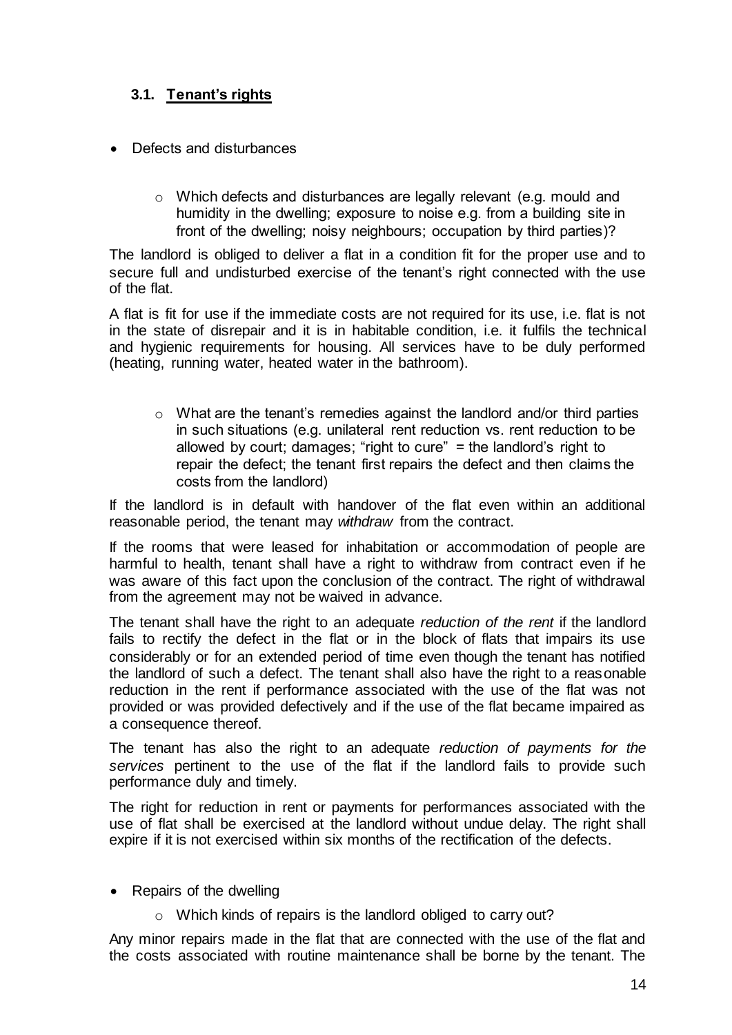### 3.1. Tenant's rights

- Defects and disturbances
  - Which defects and disturbances are legally relevant (e.g. mould and humidity in the dwelling; exposure to noise e.g. from a building site in front of the dwelling; noisy neighbours; occupation by third parties)?

The landlord is obliged to deliver a flat in a condition fit for the proper use and to secure full and undisturbed exercise of the tenant's right connected with the use of the flat.

A flat is fit for use if the immediate costs are not required for its use, i.e. flat is not in the state of disrepair and it is in habitable condition, i.e. it fulfils the technical and hygienic requirements for housing. All services have to be duly performed (heating, running water, heated water in the bathroom).

- What are the tenant's remedies against the landlord and/or third parties in such situations (e.g. unilateral rent reduction vs. rent reduction to be allowed by court; damages; "right to cure" = the landlord's right to repair the defect; the tenant first repairs the defect and then claims the costs from the landlord)

If the landlord is in default with handover of the flat even within an additional reasonable period, the tenant may *withdraw* from the contract.

If the rooms that were leased for inhabitation or accommodation of people are harmful to health, tenant shall have a right to withdraw from contract even if he was aware of this fact upon the conclusion of the contract. The right of withdrawal from the agreement may not be waived in advance.

The tenant shall have the right to an adequate *reduction of the rent* if the landlord fails to rectify the defect in the flat or in the block of flats that impairs its use considerably or for an extended period of time even though the tenant has notified the landlord of such a defect. The tenant shall also have the right to a reasonable reduction in the rent if performance associated with the use of the flat was not provided or was provided defectively and if the use of the flat became impaired as a consequence thereof.

The tenant has also the right to an adequate *reduction of payments for the services* pertinent to the use of the flat if the landlord fails to provide such performance duly and timely.

The right for reduction in rent or payments for performances associated with the use of flat shall be exercised at the landlord without undue delay. The right shall expire if it is not exercised within six months of the rectification of the defects.

- Repairs of the dwelling
  - Which kinds of repairs is the landlord obliged to carry out?

Any minor repairs made in the flat that are connected with the use of the flat and the costs associated with routine maintenance shall be borne by the tenant. The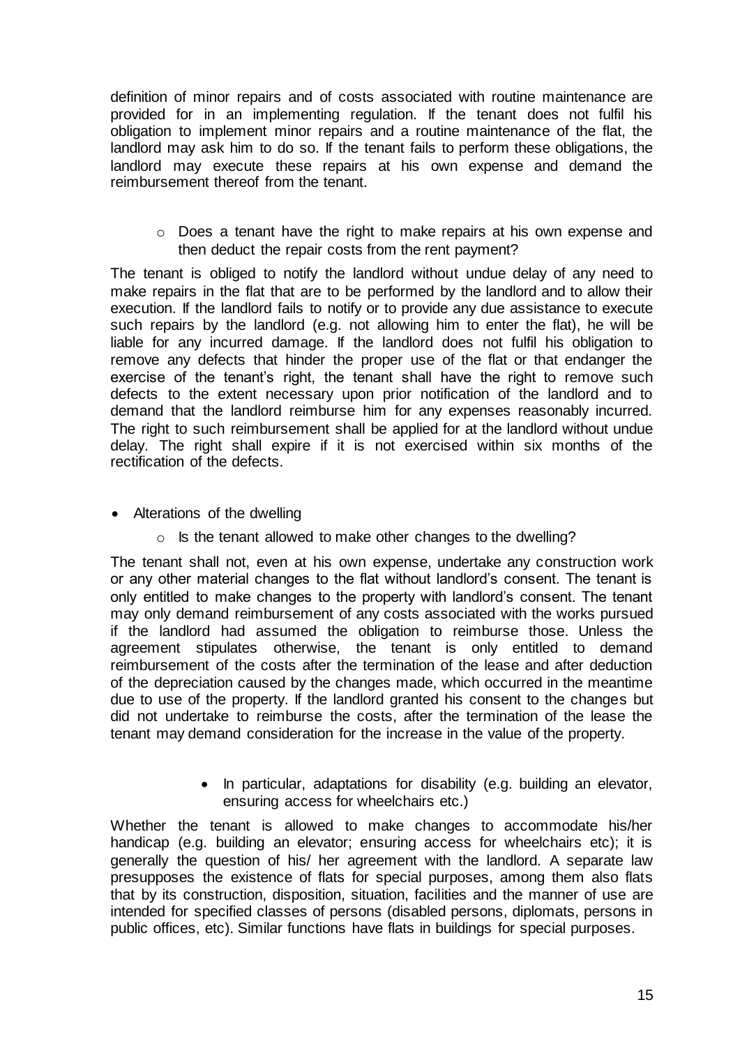definition of minor repairs and of costs associated with routine maintenance are provided for in an implementing regulation. If the tenant does not fulfil his obligation to implement minor repairs and a routine maintenance of the flat, the landlord may ask him to do so. If the tenant fails to perform these obligations, the landlord may execute these repairs at his own expense and demand the reimbursement thereof from the tenant.

- Does a tenant have the right to make repairs at his own expense and then deduct the repair costs from the rent payment?

The tenant is obliged to notify the landlord without undue delay of any need to make repairs in the flat that are to be performed by the landlord and to allow their execution. If the landlord fails to notify or to provide any due assistance to execute such repairs by the landlord (e.g. not allowing him to enter the flat), he will be liable for any incurred damage. If the landlord does not fulfil his obligation to remove any defects that hinder the proper use of the flat or that endanger the exercise of the tenant's right, the tenant shall have the right to remove such defects to the extent necessary upon prior notification of the landlord and to demand that the landlord reimburse him for any expenses reasonably incurred. The right to such reimbursement shall be applied for at the landlord without undue delay. The right shall expire if it is not exercised within six months of the rectification of the defects.

- Alterations of the dwelling
  - Is the tenant allowed to make other changes to the dwelling?

The tenant shall not, even at his own expense, undertake any construction work or any other material changes to the flat without landlord's consent. The tenant is only entitled to make changes to the property with landlord's consent. The tenant may only demand reimbursement of any costs associated with the works pursued if the landlord had assumed the obligation to reimburse those. Unless the agreement stipulates otherwise, the tenant is only entitled to demand reimbursement of the costs after the termination of the lease and after deduction of the depreciation caused by the changes made, which occurred in the meantime due to use of the property. If the landlord granted his consent to the changes but did not undertake to reimburse the costs, after the termination of the lease the tenant may demand consideration for the increase in the value of the property.

- In particular, adaptations for disability (e.g. building an elevator, ensuring access for wheelchairs etc.)

Whether the tenant is allowed to make changes to accommodate his/her handicap (e.g. building an elevator; ensuring access for wheelchairs etc); it is generally the question of his/ her agreement with the landlord. A separate law presupposes the existence of flats for special purposes, among them also flats that by its construction, disposition, situation, facilities and the manner of use are intended for specified classes of persons (disabled persons, diplomats, persons in public offices, etc). Similar functions have flats in buildings for special purposes.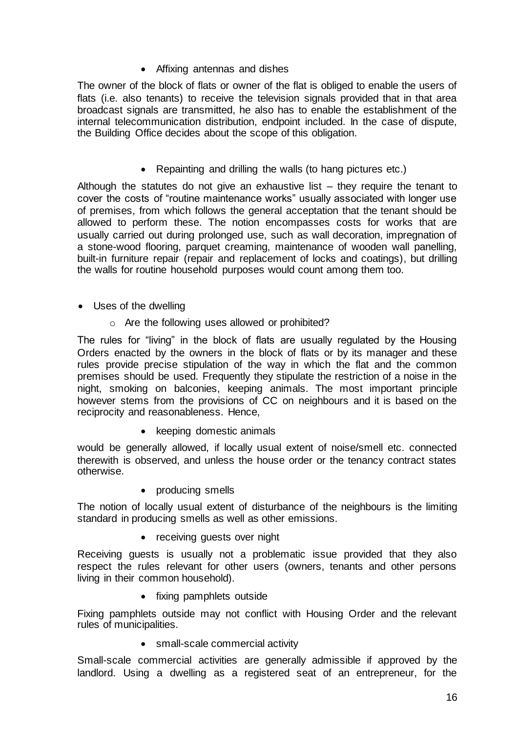- Affixing antennas and dishes

The owner of the block of flats or owner of the flat is obliged to enable the users of flats (i.e. also tenants) to receive the television signals provided that in that area broadcast signals are transmitted, he also has to enable the establishment of the internal telecommunication distribution, endpoint included. In the case of dispute, the Building Office decides about the scope of this obligation.

- Repainting and drilling the walls (to hang pictures etc.)

Although the statutes do not give an exhaustive list – they require the tenant to cover the costs of "routine maintenance works" usually associated with longer use of premises, from which follows the general acceptation that the tenant should be allowed to perform these. The notion encompasses costs for works that are usually carried out during prolonged use, such as wall decoration, impregnation of a stone-wood flooring, parquet creaming, maintenance of wooden wall panelling, built-in furniture repair (repair and replacement of locks and coatings), but drilling the walls for routine household purposes would count among them too.

- Uses of the dwelling
  - Are the following uses allowed or prohibited?

The rules for "living" in the block of flats are usually regulated by the Housing Orders enacted by the owners in the block of flats or by its manager and these rules provide precise stipulation of the way in which the flat and the common premises should be used. Frequently they stipulate the restriction of a noise in the night, smoking on balconies, keeping animals. The most important principle however stems from the provisions of CC on neighbours and it is based on the reciprocity and reasonableness. Hence,

- keeping domestic animals

would be generally allowed, if locally usual extent of noise/smell etc. connected therewith is observed, and unless the house order or the tenancy contract states otherwise.

- producing smells

The notion of locally usual extent of disturbance of the neighbours is the limiting standard in producing smells as well as other emissions.

- receiving guests over night

Receiving guests is usually not a problematic issue provided that they also respect the rules relevant for other users (owners, tenants and other persons living in their common household).

- fixing pamphlets outside

Fixing pamphlets outside may not conflict with Housing Order and the relevant rules of municipalities.

- small-scale commercial activity

Small-scale commercial activities are generally admissible if approved by the landlord. Using a dwelling as a registered seat of an entrepreneur, for the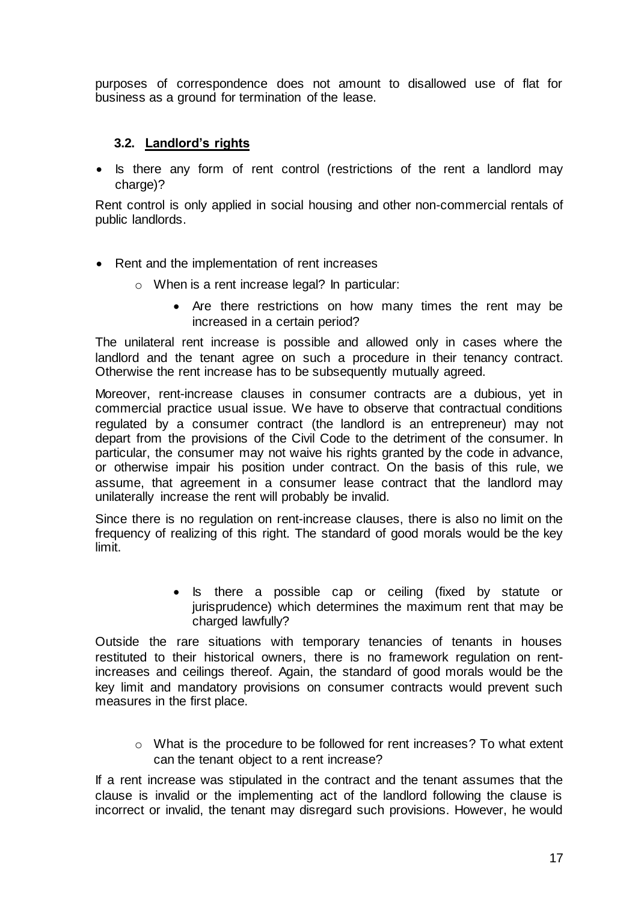purposes of correspondence does not amount to disallowed use of flat for business as a ground for termination of the lease.

### 3.2. Landlord's rights

- Is there any form of rent control (restrictions of the rent a landlord may charge)?

Rent control is only applied in social housing and other non-commercial rentals of public landlords.

- Rent and the implementation of rent increases
  - When is a rent increase legal? In particular:
    - Are there restrictions on how many times the rent may be increased in a certain period?

The unilateral rent increase is possible and allowed only in cases where the landlord and the tenant agree on such a procedure in their tenancy contract. Otherwise the rent increase has to be subsequently mutually agreed.

Moreover, rent-increase clauses in consumer contracts are a dubious, yet in commercial practice usual issue. We have to observe that contractual conditions regulated by a consumer contract (the landlord is an entrepreneur) may not depart from the provisions of the Civil Code to the detriment of the consumer. In particular, the consumer may not waive his rights granted by the code in advance, or otherwise impair his position under contract. On the basis of this rule, we assume, that agreement in a consumer lease contract that the landlord may unilaterally increase the rent will probably be invalid.

Since there is no regulation on rent-increase clauses, there is also no limit on the frequency of realizing of this right. The standard of good morals would be the key limit.

- Is there a possible cap or ceiling (fixed by statute or jurisprudence) which determines the maximum rent that may be charged lawfully?

Outside the rare situations with temporary tenancies of tenants in houses restituted to their historical owners, there is no framework regulation on rent-increases and ceilings thereof. Again, the standard of good morals would be the key limit and mandatory provisions on consumer contracts would prevent such measures in the first place.

- What is the procedure to be followed for rent increases? To what extent can the tenant object to a rent increase?

If a rent increase was stipulated in the contract and the tenant assumes that the clause is invalid or the implementing act of the landlord following the clause is incorrect or invalid, the tenant may disregard such provisions. However, he would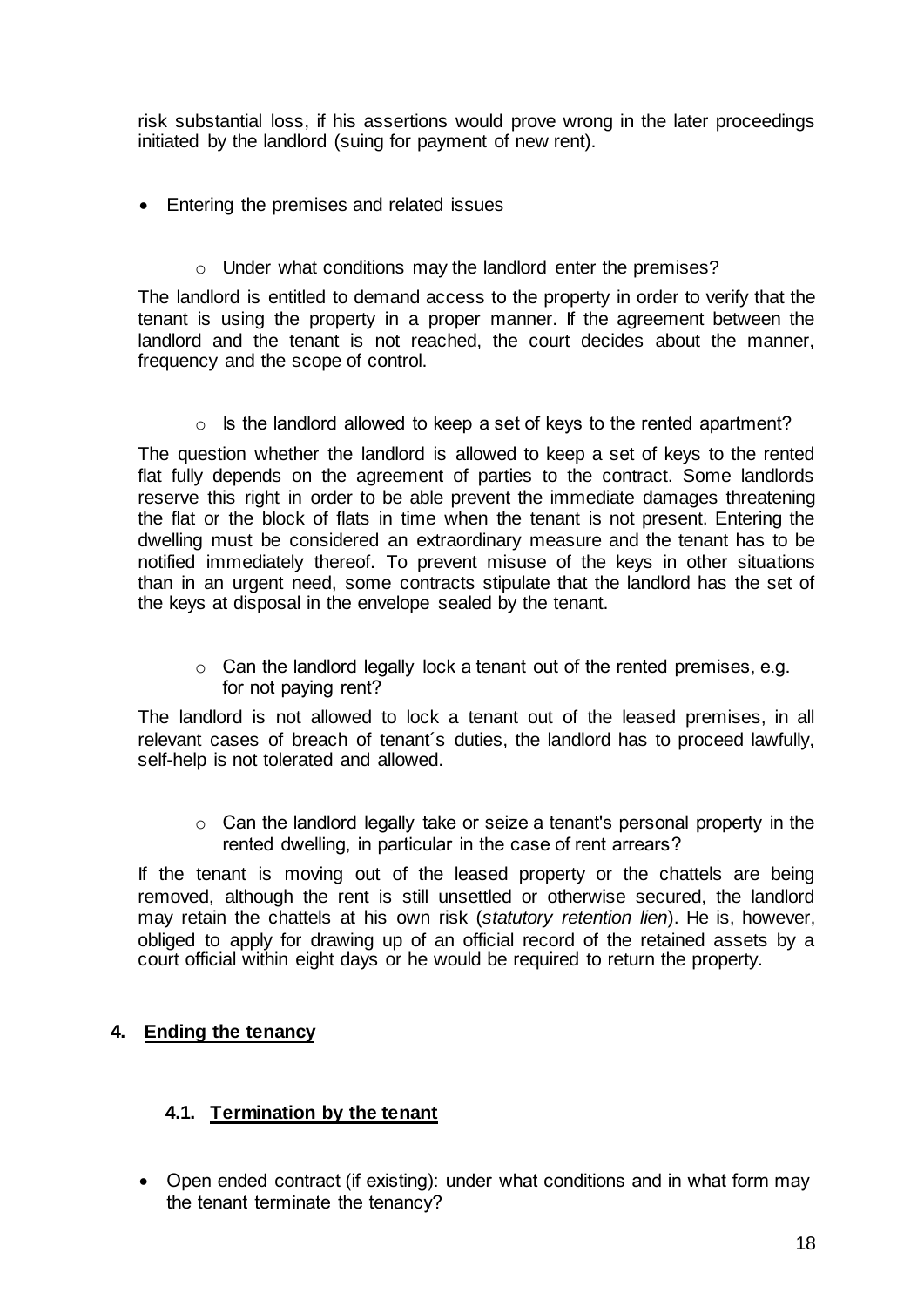risk substantial loss, if his assertions would prove wrong in the later proceedings initiated by the landlord (suing for payment of new rent).

- Entering the premises and related issues

    - Under what conditions may the landlord enter the premises?

The landlord is entitled to demand access to the property in order to verify that the tenant is using the property in a proper manner. If the agreement between the landlord and the tenant is not reached, the court decides about the manner, frequency and the scope of control.

    - Is the landlord allowed to keep a set of keys to the rented apartment?

The question whether the landlord is allowed to keep a set of keys to the rented flat fully depends on the agreement of parties to the contract. Some landlords reserve this right in order to be able prevent the immediate damages threatening the flat or the block of flats in time when the tenant is not present. Entering the dwelling must be considered an extraordinary measure and the tenant has to be notified immediately thereof. To prevent misuse of the keys in other situations than in an urgent need, some contracts stipulate that the landlord has the set of the keys at disposal in the envelope sealed by the tenant.

    - Can the landlord legally lock a tenant out of the rented premises, e.g. for not paying rent?

The landlord is not allowed to lock a tenant out of the leased premises, in all relevant cases of breach of tenant´s duties, the landlord has to proceed lawfully, self-help is not tolerated and allowed.

    - Can the landlord legally take or seize a tenant's personal property in the rented dwelling, in particular in the case of rent arrears?

If the tenant is moving out of the leased property or the chattels are being removed, although the rent is still unsettled or otherwise secured, the landlord may retain the chattels at his own risk (*statutory retention lien*). He is, however, obliged to apply for drawing up of an official record of the retained assets by a court official within eight days or he would be required to return the property.

## 4. Ending the tenancy

### 4.1. Termination by the tenant

- Open ended contract (if existing): under what conditions and in what form may the tenant terminate the tenancy?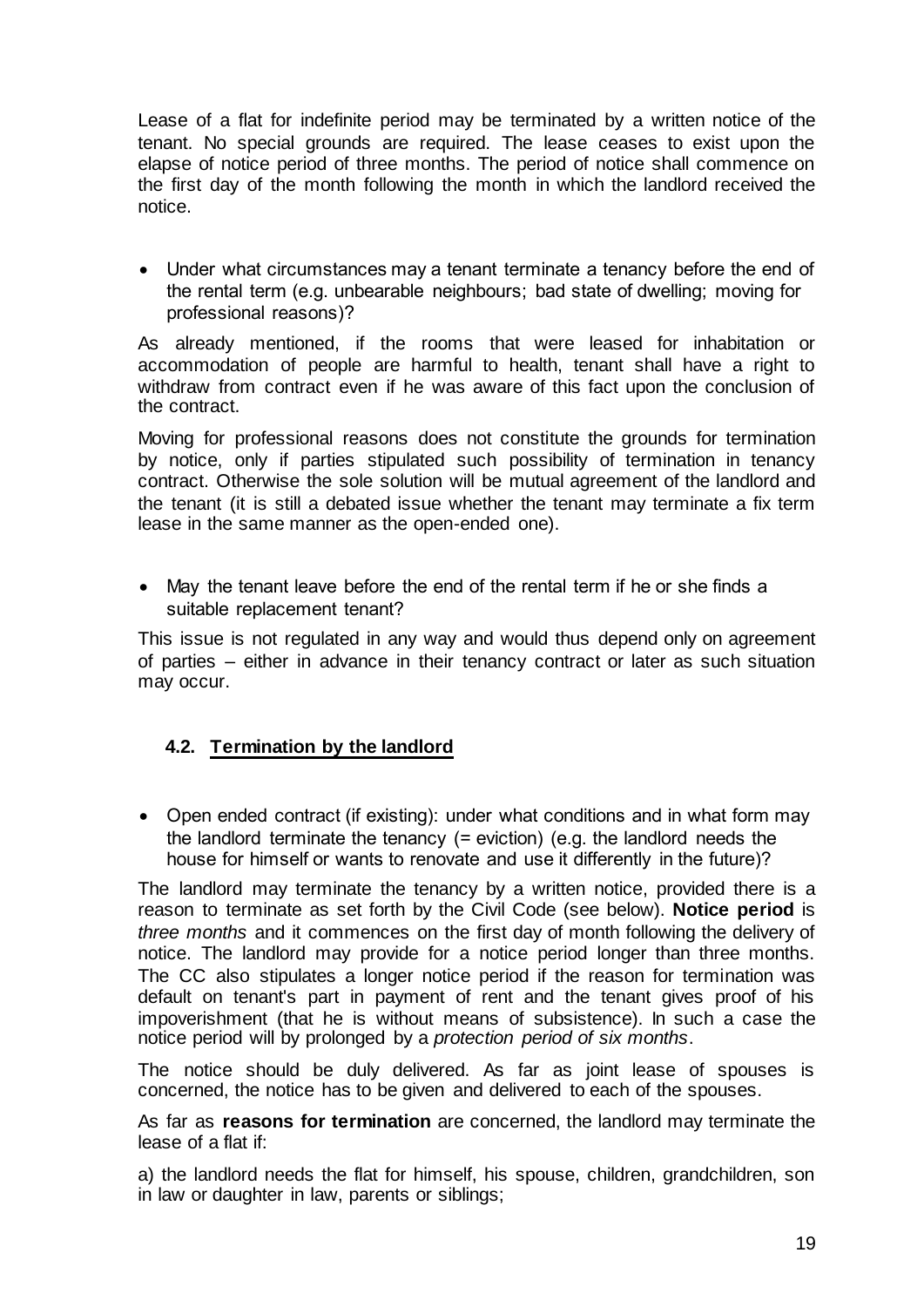Lease of a flat for indefinite period may be terminated by a written notice of the tenant. No special grounds are required. The lease ceases to exist upon the elapse of notice period of three months. The period of notice shall commence on the first day of the month following the month in which the landlord received the notice.

- Under what circumstances may a tenant terminate a tenancy before the end of the rental term (e.g. unbearable neighbours; bad state of dwelling; moving for professional reasons)?

As already mentioned, if the rooms that were leased for inhabitation or accommodation of people are harmful to health, tenant shall have a right to withdraw from contract even if he was aware of this fact upon the conclusion of the contract.

Moving for professional reasons does not constitute the grounds for termination by notice, only if parties stipulated such possibility of termination in tenancy contract. Otherwise the sole solution will be mutual agreement of the landlord and the tenant (it is still a debated issue whether the tenant may terminate a fix term lease in the same manner as the open-ended one).

- May the tenant leave before the end of the rental term if he or she finds a suitable replacement tenant?

This issue is not regulated in any way and would thus depend only on agreement of parties – either in advance in their tenancy contract or later as such situation may occur.

### 4.2. Termination by the landlord

- Open ended contract (if existing): under what conditions and in what form may the landlord terminate the tenancy (= eviction) (e.g. the landlord needs the house for himself or wants to renovate and use it differently in the future)?

The landlord may terminate the tenancy by a written notice, provided there is a reason to terminate as set forth by the Civil Code (see below). **Notice period** is *three months* and it commences on the first day of month following the delivery of notice. The landlord may provide for a notice period longer than three months. The CC also stipulates a longer notice period if the reason for termination was default on tenant's part in payment of rent and the tenant gives proof of his impoverishment (that he is without means of subsistence). In such a case the notice period will by prolonged by a *protection period of six months*.

The notice should be duly delivered. As far as joint lease of spouses is concerned, the notice has to be given and delivered to each of the spouses.

As far as **reasons for termination** are concerned, the landlord may terminate the lease of a flat if:

a) the landlord needs the flat for himself, his spouse, children, grandchildren, son in law or daughter in law, parents or siblings;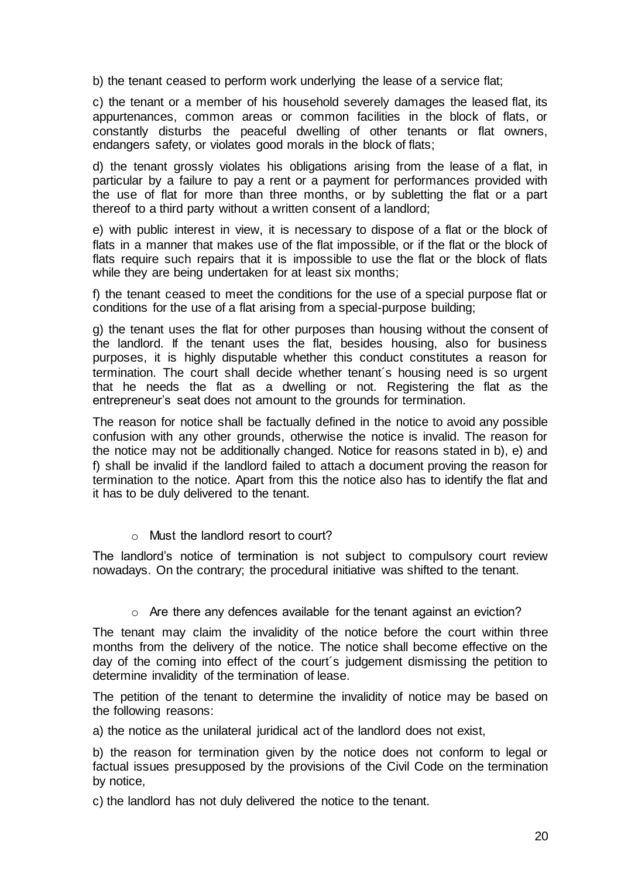b) the tenant ceased to perform work underlying the lease of a service flat;

c) the tenant or a member of his household severely damages the leased flat, its appurtenances, common areas or common facilities in the block of flats, or constantly disturbs the peaceful dwelling of other tenants or flat owners, endangers safety, or violates good morals in the block of flats;

d) the tenant grossly violates his obligations arising from the lease of a flat, in particular by a failure to pay a rent or a payment for performances provided with the use of flat for more than three months, or by subletting the flat or a part thereof to a third party without a written consent of a landlord;

e) with public interest in view, it is necessary to dispose of a flat or the block of flats in a manner that makes use of the flat impossible, or if the flat or the block of flats require such repairs that it is impossible to use the flat or the block of flats while they are being undertaken for at least six months;

f) the tenant ceased to meet the conditions for the use of a special purpose flat or conditions for the use of a flat arising from a special-purpose building;

g) the tenant uses the flat for other purposes than housing without the consent of the landlord. If the tenant uses the flat, besides housing, also for business purposes, it is highly disputable whether this conduct constitutes a reason for termination. The court shall decide whether tenant´s housing need is so urgent that he needs the flat as a dwelling or not. Registering the flat as the entrepreneur's seat does not amount to the grounds for termination.

The reason for notice shall be factually defined in the notice to avoid any possible confusion with any other grounds, otherwise the notice is invalid. The reason for the notice may not be additionally changed. Notice for reasons stated in b), e) and f) shall be invalid if the landlord failed to attach a document proving the reason for termination to the notice. Apart from this the notice also has to identify the flat and it has to be duly delivered to the tenant.

- Must the landlord resort to court?

The landlord's notice of termination is not subject to compulsory court review nowadays. On the contrary; the procedural initiative was shifted to the tenant.

- Are there any defences available for the tenant against an eviction?

The tenant may claim the invalidity of the notice before the court within three months from the delivery of the notice. The notice shall become effective on the day of the coming into effect of the court´s judgement dismissing the petition to determine invalidity of the termination of lease.

The petition of the tenant to determine the invalidity of notice may be based on the following reasons:

a) the notice as the unilateral juridical act of the landlord does not exist,

b) the reason for termination given by the notice does not conform to legal or factual issues presupposed by the provisions of the Civil Code on the termination by notice,

c) the landlord has not duly delivered the notice to the tenant.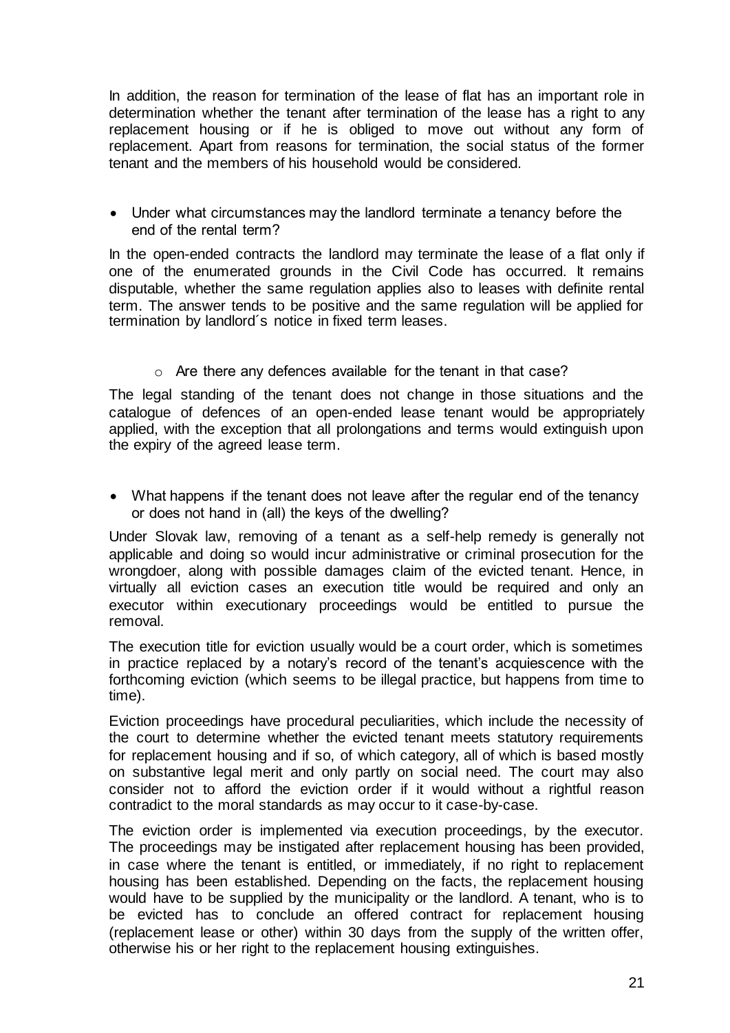In addition, the reason for termination of the lease of flat has an important role in determination whether the tenant after termination of the lease has a right to any replacement housing or if he is obliged to move out without any form of replacement. Apart from reasons for termination, the social status of the former tenant and the members of his household would be considered.

- Under what circumstances may the landlord terminate a tenancy before the end of the rental term?

In the open-ended contracts the landlord may terminate the lease of a flat only if one of the enumerated grounds in the Civil Code has occurred. It remains disputable, whether the same regulation applies also to leases with definite rental term. The answer tends to be positive and the same regulation will be applied for termination by landlord´s notice in fixed term leases.

  - Are there any defences available for the tenant in that case?

The legal standing of the tenant does not change in those situations and the catalogue of defences of an open-ended lease tenant would be appropriately applied, with the exception that all prolongations and terms would extinguish upon the expiry of the agreed lease term.

- What happens if the tenant does not leave after the regular end of the tenancy or does not hand in (all) the keys of the dwelling?

Under Slovak law, removing of a tenant as a self-help remedy is generally not applicable and doing so would incur administrative or criminal prosecution for the wrongdoer, along with possible damages claim of the evicted tenant. Hence, in virtually all eviction cases an execution title would be required and only an executor within executionary proceedings would be entitled to pursue the removal.

The execution title for eviction usually would be a court order, which is sometimes in practice replaced by a notary's record of the tenant's acquiescence with the forthcoming eviction (which seems to be illegal practice, but happens from time to time).

Eviction proceedings have procedural peculiarities, which include the necessity of the court to determine whether the evicted tenant meets statutory requirements for replacement housing and if so, of which category, all of which is based mostly on substantive legal merit and only partly on social need. The court may also consider not to afford the eviction order if it would without a rightful reason contradict to the moral standards as may occur to it case-by-case.

The eviction order is implemented via execution proceedings, by the executor. The proceedings may be instigated after replacement housing has been provided, in case where the tenant is entitled, or immediately, if no right to replacement housing has been established. Depending on the facts, the replacement housing would have to be supplied by the municipality or the landlord. A tenant, who is to be evicted has to conclude an offered contract for replacement housing (replacement lease or other) within 30 days from the supply of the written offer, otherwise his or her right to the replacement housing extinguishes.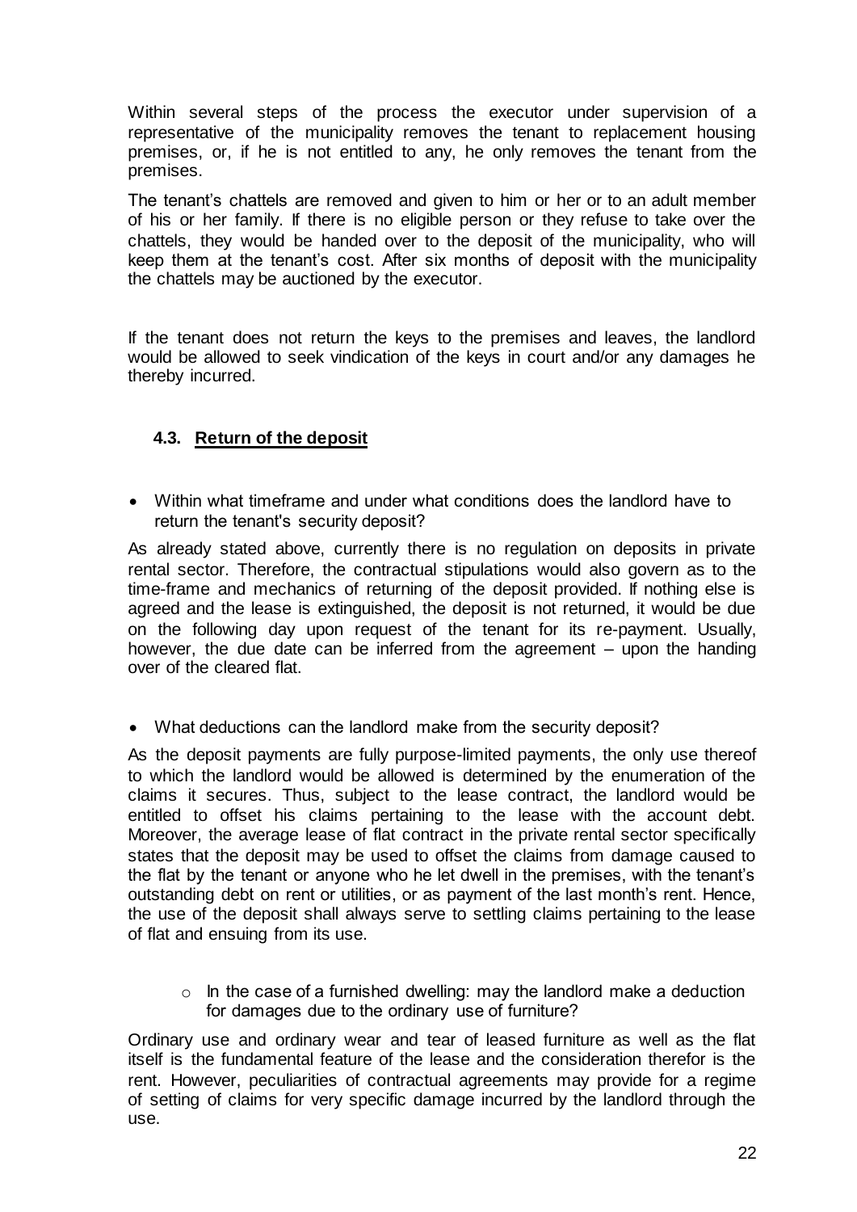Within several steps of the process the executor under supervision of a representative of the municipality removes the tenant to replacement housing premises, or, if he is not entitled to any, he only removes the tenant from the premises.

The tenant's chattels are removed and given to him or her or to an adult member of his or her family. If there is no eligible person or they refuse to take over the chattels, they would be handed over to the deposit of the municipality, who will keep them at the tenant's cost. After six months of deposit with the municipality the chattels may be auctioned by the executor.

If the tenant does not return the keys to the premises and leaves, the landlord would be allowed to seek vindication of the keys in court and/or any damages he thereby incurred.

### 4.3. Return of the deposit

- Within what timeframe and under what conditions does the landlord have to return the tenant's security deposit?

As already stated above, currently there is no regulation on deposits in private rental sector. Therefore, the contractual stipulations would also govern as to the time-frame and mechanics of returning of the deposit provided. If nothing else is agreed and the lease is extinguished, the deposit is not returned, it would be due on the following day upon request of the tenant for its re-payment. Usually, however, the due date can be inferred from the agreement – upon the handing over of the cleared flat.

- What deductions can the landlord make from the security deposit?

As the deposit payments are fully purpose-limited payments, the only use thereof to which the landlord would be allowed is determined by the enumeration of the claims it secures. Thus, subject to the lease contract, the landlord would be entitled to offset his claims pertaining to the lease with the account debt. Moreover, the average lease of flat contract in the private rental sector specifically states that the deposit may be used to offset the claims from damage caused to the flat by the tenant or anyone who he let dwell in the premises, with the tenant's outstanding debt on rent or utilities, or as payment of the last month's rent. Hence, the use of the deposit shall always serve to settling claims pertaining to the lease of flat and ensuing from its use.

  - In the case of a furnished dwelling: may the landlord make a deduction for damages due to the ordinary use of furniture?

Ordinary use and ordinary wear and tear of leased furniture as well as the flat itself is the fundamental feature of the lease and the consideration therefor is the rent. However, peculiarities of contractual agreements may provide for a regime of setting of claims for very specific damage incurred by the landlord through the use.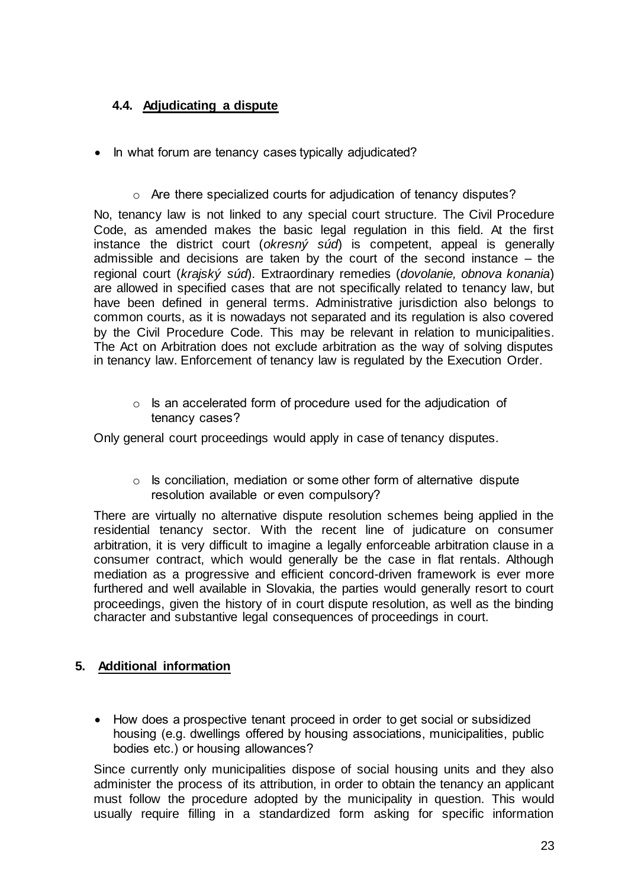### 4.4. Adjudicating a dispute

- In what forum are tenancy cases typically adjudicated?

    - Are there specialized courts for adjudication of tenancy disputes?

No, tenancy law is not linked to any special court structure. The Civil Procedure Code, as amended makes the basic legal regulation in this field. At the first instance the district court (*okresný súd*) is competent, appeal is generally admissible and decisions are taken by the court of the second instance – the regional court (*krajský súd*). Extraordinary remedies (*dovolanie, obnova konania*) are allowed in specified cases that are not specifically related to tenancy law, but have been defined in general terms. Administrative jurisdiction also belongs to common courts, as it is nowadays not separated and its regulation is also covered by the Civil Procedure Code. This may be relevant in relation to municipalities. The Act on Arbitration does not exclude arbitration as the way of solving disputes in tenancy law. Enforcement of tenancy law is regulated by the Execution Order.

- Is an accelerated form of procedure used for the adjudication of tenancy cases?

Only general court proceedings would apply in case of tenancy disputes.

- Is conciliation, mediation or some other form of alternative dispute resolution available or even compulsory?

There are virtually no alternative dispute resolution schemes being applied in the residential tenancy sector. With the recent line of judicature on consumer arbitration, it is very difficult to imagine a legally enforceable arbitration clause in a consumer contract, which would generally be the case in flat rentals. Although mediation as a progressive and efficient concord-driven framework is ever more furthered and well available in Slovakia, the parties would generally resort to court proceedings, given the history of in court dispute resolution, as well as the binding character and substantive legal consequences of proceedings in court.

## 5. Additional information

- How does a prospective tenant proceed in order to get social or subsidized housing (e.g. dwellings offered by housing associations, municipalities, public bodies etc.) or housing allowances?

Since currently only municipalities dispose of social housing units and they also administer the process of its attribution, in order to obtain the tenancy an applicant must follow the procedure adopted by the municipality in question. This would usually require filling in a standardized form asking for specific information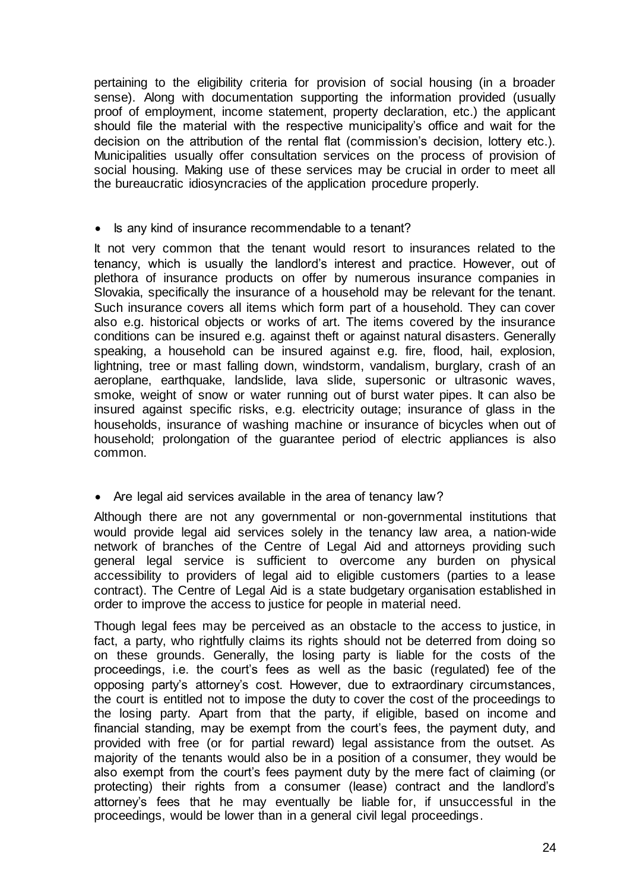pertaining to the eligibility criteria for provision of social housing (in a broader sense). Along with documentation supporting the information provided (usually proof of employment, income statement, property declaration, etc.) the applicant should file the material with the respective municipality's office and wait for the decision on the attribution of the rental flat (commission's decision, lottery etc.). Municipalities usually offer consultation services on the process of provision of social housing. Making use of these services may be crucial in order to meet all the bureaucratic idiosyncracies of the application procedure properly.

- Is any kind of insurance recommendable to a tenant?

It not very common that the tenant would resort to insurances related to the tenancy, which is usually the landlord's interest and practice. However, out of plethora of insurance products on offer by numerous insurance companies in Slovakia, specifically the insurance of a household may be relevant for the tenant. Such insurance covers all items which form part of a household. They can cover also e.g. historical objects or works of art. The items covered by the insurance conditions can be insured e.g. against theft or against natural disasters. Generally speaking, a household can be insured against e.g. fire, flood, hail, explosion, lightning, tree or mast falling down, windstorm, vandalism, burglary, crash of an aeroplane, earthquake, landslide, lava slide, supersonic or ultrasonic waves, smoke, weight of snow or water running out of burst water pipes. It can also be insured against specific risks, e.g. electricity outage; insurance of glass in the households, insurance of washing machine or insurance of bicycles when out of household; prolongation of the guarantee period of electric appliances is also common.

- Are legal aid services available in the area of tenancy law?

Although there are not any governmental or non-governmental institutions that would provide legal aid services solely in the tenancy law area, a nation-wide network of branches of the Centre of Legal Aid and attorneys providing such general legal service is sufficient to overcome any burden on physical accessibility to providers of legal aid to eligible customers (parties to a lease contract). The Centre of Legal Aid is a state budgetary organisation established in order to improve the access to justice for people in material need.

Though legal fees may be perceived as an obstacle to the access to justice, in fact, a party, who rightfully claims its rights should not be deterred from doing so on these grounds. Generally, the losing party is liable for the costs of the proceedings, i.e. the court's fees as well as the basic (regulated) fee of the opposing party's attorney's cost. However, due to extraordinary circumstances, the court is entitled not to impose the duty to cover the cost of the proceedings to the losing party. Apart from that the party, if eligible, based on income and financial standing, may be exempt from the court's fees, the payment duty, and provided with free (or for partial reward) legal assistance from the outset. As majority of the tenants would also be in a position of a consumer, they would be also exempt from the court's fees payment duty by the mere fact of claiming (or protecting) their rights from a consumer (lease) contract and the landlord's attorney's fees that he may eventually be liable for, if unsuccessful in the proceedings, would be lower than in a general civil legal proceedings.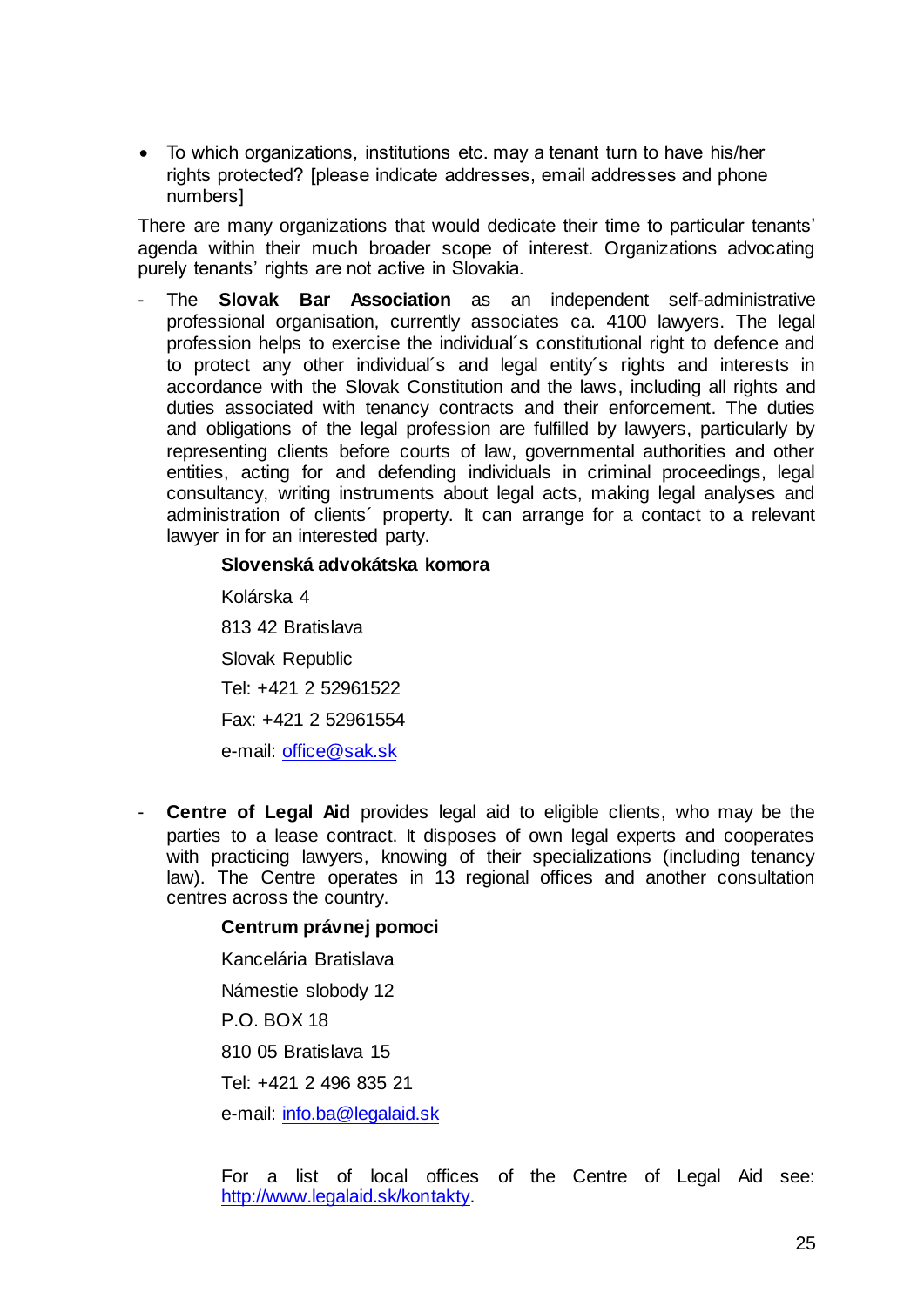- To which organizations, institutions etc. may a tenant turn to have his/her rights protected? [please indicate addresses, email addresses and phone numbers]

There are many organizations that would dedicate their time to particular tenants' agenda within their much broader scope of interest. Organizations advocating purely tenants' rights are not active in Slovakia.

- The **Slovak Bar Association** as an independent self-administrative professional organisation, currently associates ca. 4100 lawyers. The legal profession helps to exercise the individual´s constitutional right to defence and to protect any other individual´s and legal entity´s rights and interests in accordance with the Slovak Constitution and the laws, including all rights and duties associated with tenancy contracts and their enforcement. The duties and obligations of the legal profession are fulfilled by lawyers, particularly by representing clients before courts of law, governmental authorities and other entities, acting for and defending individuals in criminal proceedings, legal consultancy, writing instruments about legal acts, making legal analyses and administration of clients´ property. It can arrange for a contact to a relevant lawyer in for an interested party.

  **Slovenská advokátska komora**

  Kolárska 4

  813 42 Bratislava

  Slovak Republic

  Tel: +421 2 52961522

  Fax: +421 2 52961554

  e-mail: office@sak.sk

- **Centre of Legal Aid** provides legal aid to eligible clients, who may be the parties to a lease contract. It disposes of own legal experts and cooperates with practicing lawyers, knowing of their specializations (including tenancy law). The Centre operates in 13 regional offices and another consultation centres across the country.

  **Centrum právnej pomoci**

  Kancelária Bratislava

  Námestie slobody 12

  P.O. BOX 18

  810 05 Bratislava 15

  Tel: +421 2 496 835 21

  e-mail: info.ba@legalaid.sk

  For a list of local offices of the Centre of Legal Aid see: http://www.legalaid.sk/kontakty.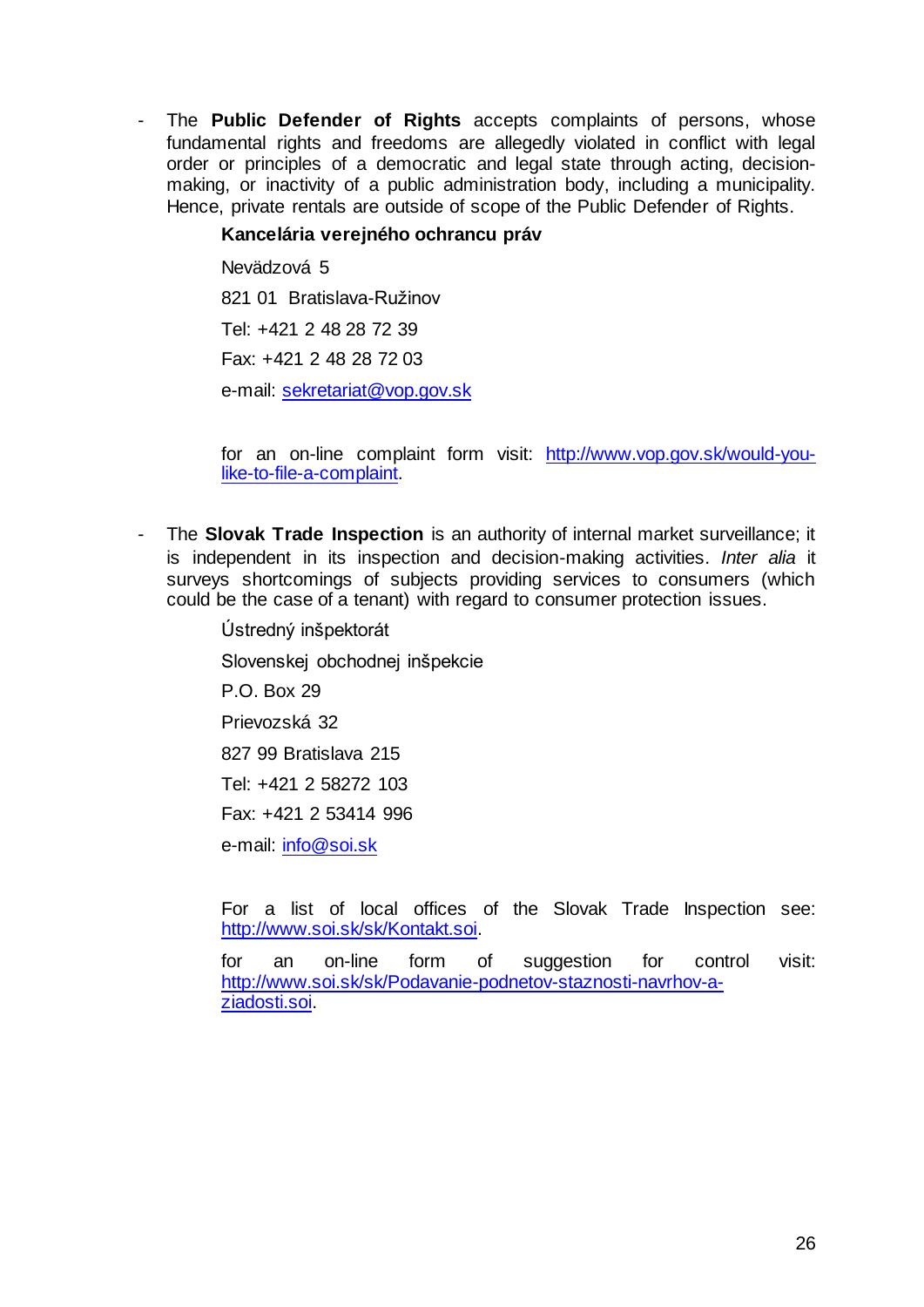- The **Public Defender of Rights** accepts complaints of persons, whose fundamental rights and freedoms are allegedly violated in conflict with legal order or principles of a democratic and legal state through acting, decision-making, or inactivity of a public administration body, including a municipality. Hence, private rentals are outside of scope of the Public Defender of Rights.

  **Kancelária verejného ochrancu práv**

  Nevädzová 5

  821 01 Bratislava-Ružinov

  Tel: +421 2 48 28 72 39

  Fax: +421 2 48 28 72 03

  e-mail: sekretariat@vop.gov.sk

  for an on-line complaint form visit: http://www.vop.gov.sk/would-you-like-to-file-a-complaint.

- The **Slovak Trade Inspection** is an authority of internal market surveillance; it is independent in its inspection and decision-making activities. *Inter alia* it surveys shortcomings of subjects providing services to consumers (which could be the case of a tenant) with regard to consumer protection issues.

  Ústredný inšpektorát

  Slovenskej obchodnej inšpekcie

  P.O. Box 29

  Prievozská 32

  827 99 Bratislava 215

  Tel: +421 2 58272 103

  Fax: +421 2 53414 996

  e-mail: info@soi.sk

  For a list of local offices of the Slovak Trade Inspection see: http://www.soi.sk/sk/Kontakt.soi.

  for an on-line form of suggestion for control visit: http://www.soi.sk/sk/Podavanie-podnetov-staznosti-navrhov-a-ziadosti.soi.